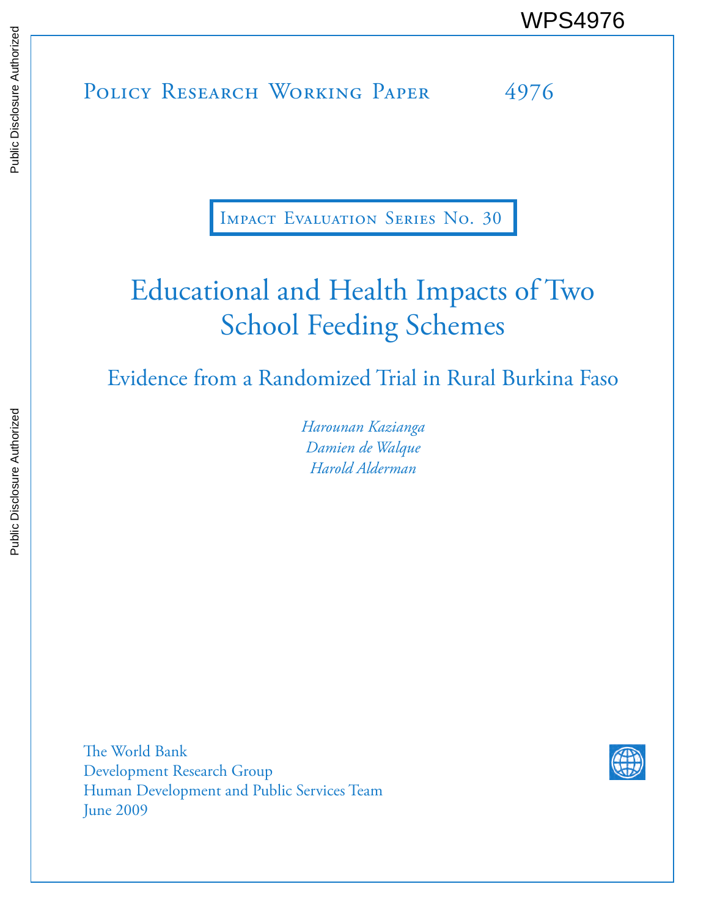WPS4976

Policy Research Working Paper 4976

Impact Evaluation Series No. 30

# Educational and Health Impacts of Two School Feeding Schemes

## Evidence from a Randomized Trial in Rural Burkina Faso

*Harounan Kazianga*
*Damien de Walque*
*Harold Alderman*

The World Bank
Development Research Group
Human Development and Public Services Team
June 2009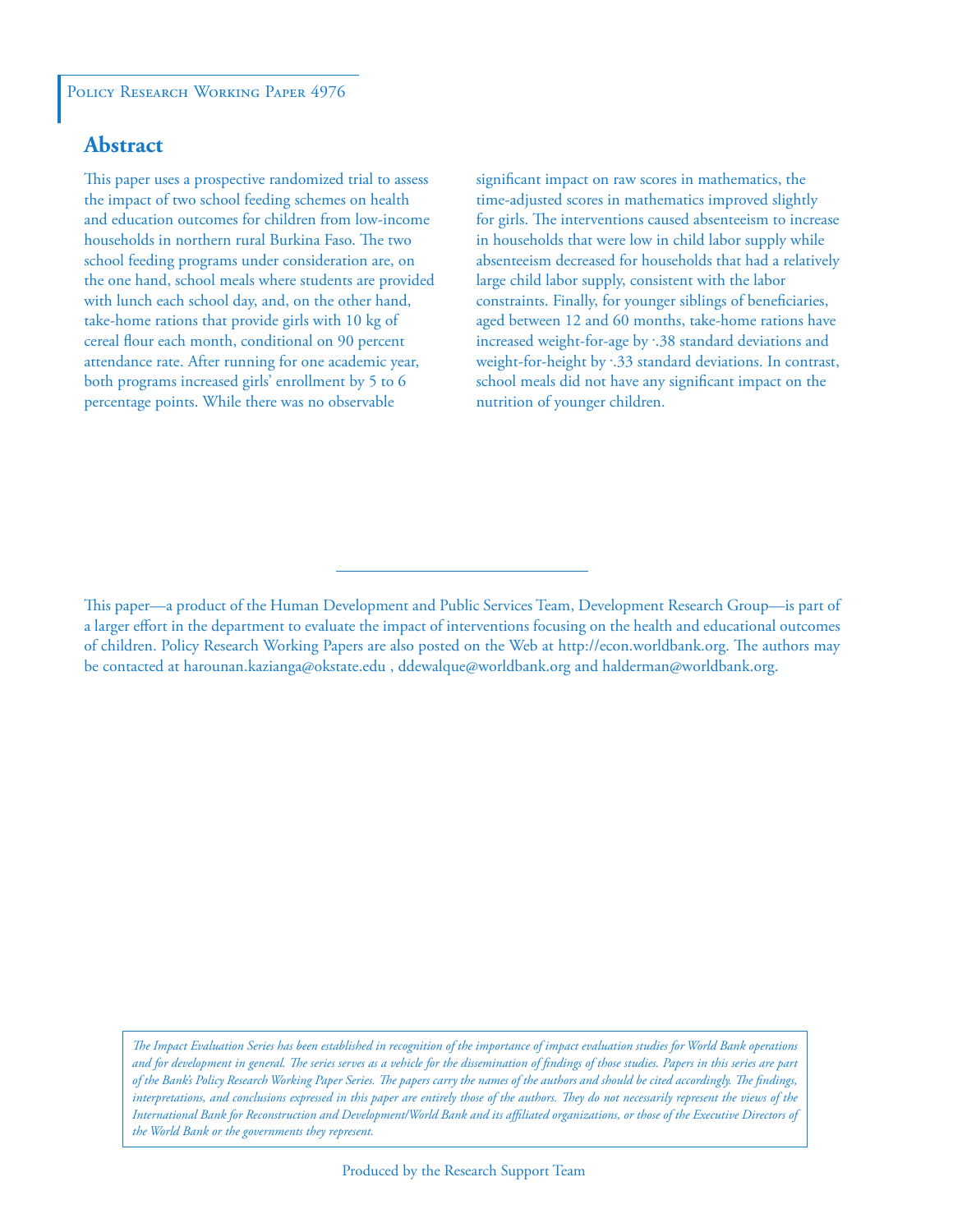Policy Research Working Paper 4976

## Abstract

This paper uses a prospective randomized trial to assess the impact of two school feeding schemes on health and education outcomes for children from low-income households in northern rural Burkina Faso. The two school feeding programs under consideration are, on the one hand, school meals where students are provided with lunch each school day, and, on the other hand, take-home rations that provide girls with 10 kg of cereal flour each month, conditional on 90 percent attendance rate. After running for one academic year, both programs increased girls' enrollment by 5 to 6 percentage points. While there was no observable significant impact on raw scores in mathematics, the time-adjusted scores in mathematics improved slightly for girls. The interventions caused absenteeism to increase in households that were low in child labor supply while absenteeism decreased for households that had a relatively large child labor supply, consistent with the labor constraints. Finally, for younger siblings of beneficiaries, aged between 12 and 60 months, take-home rations have increased weight-for-age by ·.38 standard deviations and weight-for-height by ·.33 standard deviations. In contrast, school meals did not have any significant impact on the nutrition of younger children.

This paper—a product of the Human Development and Public Services Team, Development Research Group—is part of a larger effort in the department to evaluate the impact of interventions focusing on the health and educational outcomes of children. Policy Research Working Papers are also posted on the Web at http://econ.worldbank.org. The authors may be contacted at harounan.kazianga@okstate.edu , ddewalque@worldbank.org and halderman@worldbank.org.

*The Impact Evaluation Series has been established in recognition of the importance of impact evaluation studies for World Bank operations and for development in general. The series serves as a vehicle for the dissemination of findings of those studies. Papers in this series are part of the Bank's Policy Research Working Paper Series. The papers carry the names of the authors and should be cited accordingly. The findings, interpretations, and conclusions expressed in this paper are entirely those of the authors. They do not necessarily represent the views of the International Bank for Reconstruction and Development/World Bank and its affiliated organizations, or those of the Executive Directors of the World Bank or the governments they represent.*

Produced by the Research Support Team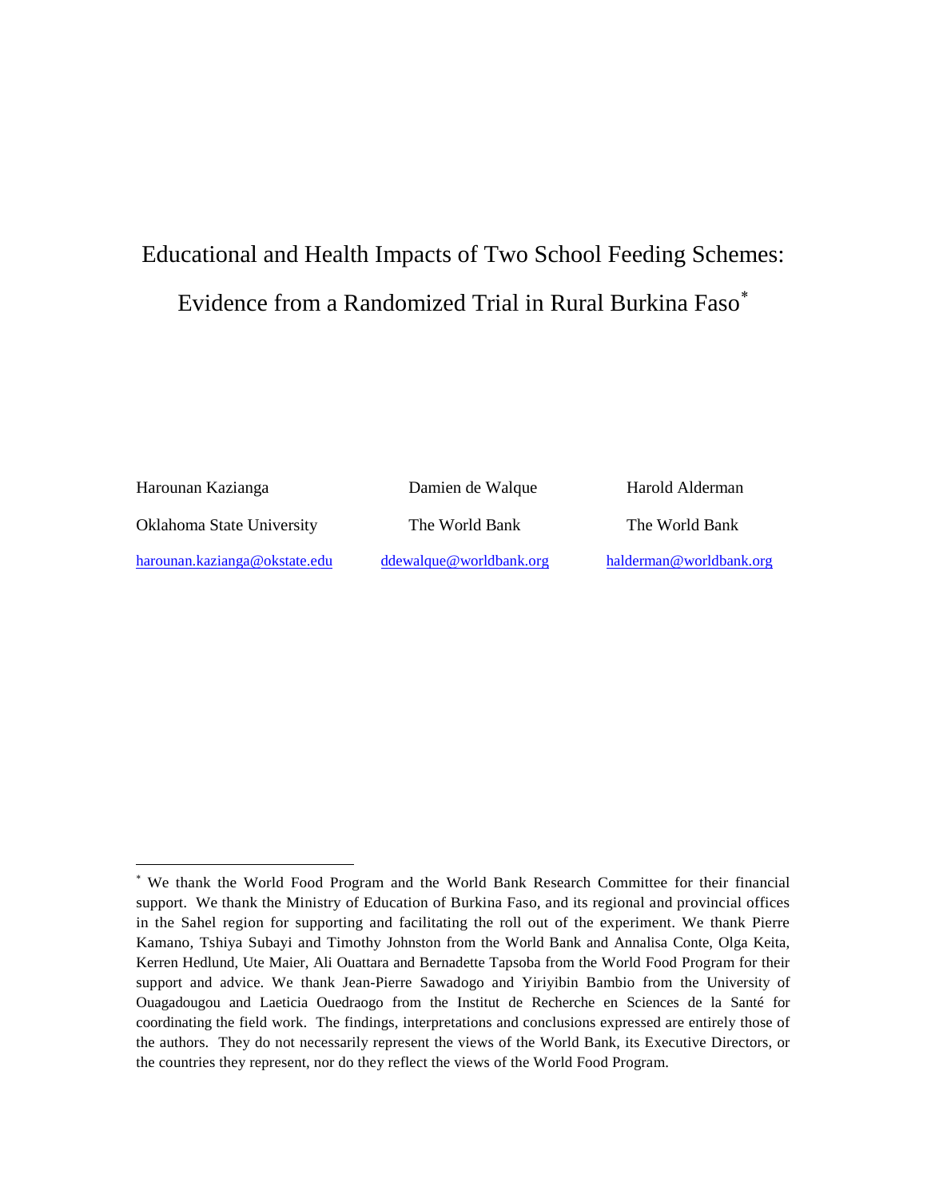# Educational and Health Impacts of Two School Feeding Schemes: Evidence from a Randomized Trial in Rural Burkina Faso[*]

| Harounan Kazianga | Damien de Walque | Harold Alderman |
|---|---|---|
| Oklahoma State University | The World Bank | The World Bank |
| harounan.kazianga@okstate.edu | ddewalque@worldbank.org | halderman@worldbank.org |

---

[*] We thank the World Food Program and the World Bank Research Committee for their financial support. We thank the Ministry of Education of Burkina Faso, and its regional and provincial offices in the Sahel region for supporting and facilitating the roll out of the experiment. We thank Pierre Kamano, Tshiya Subayi and Timothy Johnston from the World Bank and Annalisa Conte, Olga Keita, Kerren Hedlund, Ute Maier, Ali Ouattara and Bernadette Tapsoba from the World Food Program for their support and advice. We thank Jean-Pierre Sawadogo and Yiriyibin Bambio from the University of Ouagadougou and Laeticia Ouedraogo from the Institut de Recherche en Sciences de la Santé for coordinating the field work. The findings, interpretations and conclusions expressed are entirely those of the authors. They do not necessarily represent the views of the World Bank, its Executive Directors, or the countries they represent, nor do they reflect the views of the World Food Program.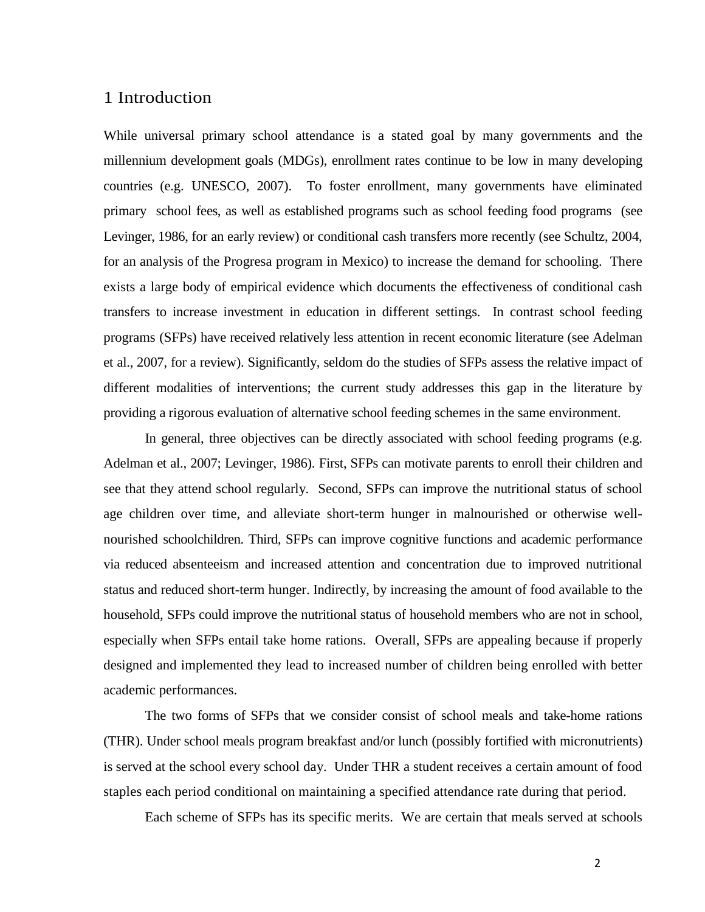# 1 Introduction

While universal primary school attendance is a stated goal by many governments and the millennium development goals (MDGs), enrollment rates continue to be low in many developing countries (e.g. UNESCO, 2007). To foster enrollment, many governments have eliminated primary school fees, as well as established programs such as school feeding food programs (see Levinger, 1986, for an early review) or conditional cash transfers more recently (see Schultz, 2004, for an analysis of the Progresa program in Mexico) to increase the demand for schooling. There exists a large body of empirical evidence which documents the effectiveness of conditional cash transfers to increase investment in education in different settings. In contrast school feeding programs (SFPs) have received relatively less attention in recent economic literature (see Adelman et al., 2007, for a review). Significantly, seldom do the studies of SFPs assess the relative impact of different modalities of interventions; the current study addresses this gap in the literature by providing a rigorous evaluation of alternative school feeding schemes in the same environment.

In general, three objectives can be directly associated with school feeding programs (e.g. Adelman et al., 2007; Levinger, 1986). First, SFPs can motivate parents to enroll their children and see that they attend school regularly. Second, SFPs can improve the nutritional status of school age children over time, and alleviate short-term hunger in malnourished or otherwise well-nourished schoolchildren. Third, SFPs can improve cognitive functions and academic performance via reduced absenteeism and increased attention and concentration due to improved nutritional status and reduced short-term hunger. Indirectly, by increasing the amount of food available to the household, SFPs could improve the nutritional status of household members who are not in school, especially when SFPs entail take home rations. Overall, SFPs are appealing because if properly designed and implemented they lead to increased number of children being enrolled with better academic performances.

The two forms of SFPs that we consider consist of school meals and take-home rations (THR). Under school meals program breakfast and/or lunch (possibly fortified with micronutrients) is served at the school every school day. Under THR a student receives a certain amount of food staples each period conditional on maintaining a specified attendance rate during that period.

Each scheme of SFPs has its specific merits. We are certain that meals served at schools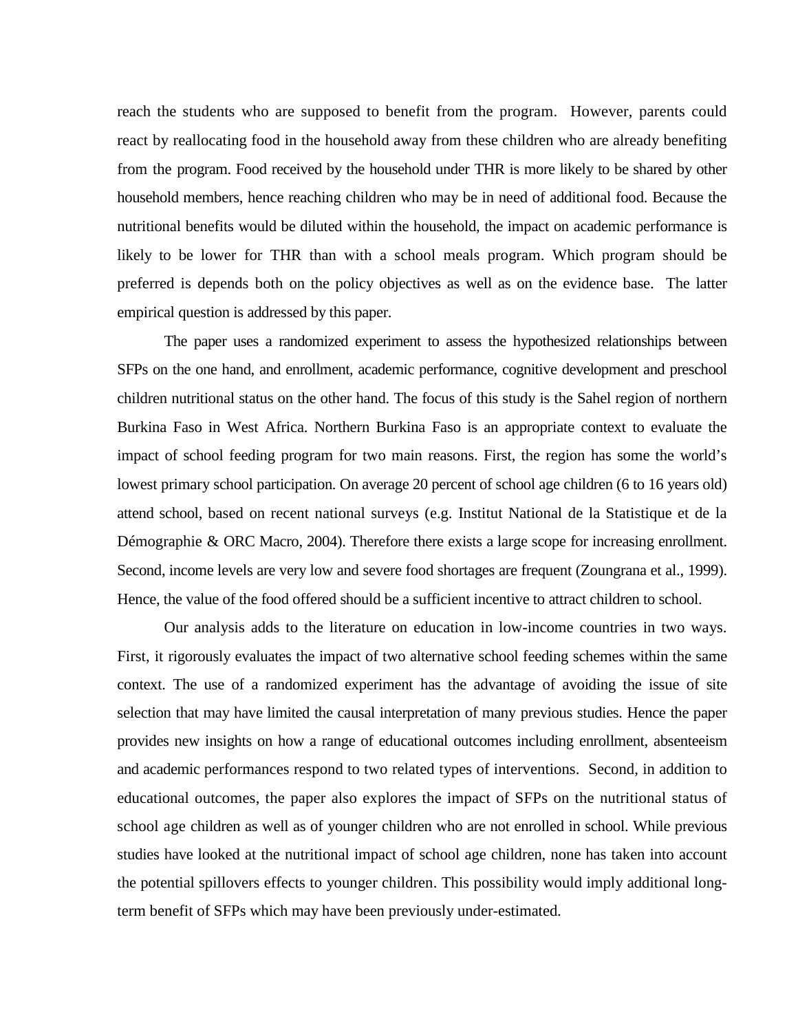reach the students who are supposed to benefit from the program. However, parents could react by reallocating food in the household away from these children who are already benefiting from the program. Food received by the household under THR is more likely to be shared by other household members, hence reaching children who may be in need of additional food. Because the nutritional benefits would be diluted within the household, the impact on academic performance is likely to be lower for THR than with a school meals program. Which program should be preferred is depends both on the policy objectives as well as on the evidence base. The latter empirical question is addressed by this paper.

The paper uses a randomized experiment to assess the hypothesized relationships between SFPs on the one hand, and enrollment, academic performance, cognitive development and preschool children nutritional status on the other hand. The focus of this study is the Sahel region of northern Burkina Faso in West Africa. Northern Burkina Faso is an appropriate context to evaluate the impact of school feeding program for two main reasons. First, the region has some the world's lowest primary school participation. On average 20 percent of school age children (6 to 16 years old) attend school, based on recent national surveys (e.g. Institut National de la Statistique et de la Démographie & ORC Macro, 2004). Therefore there exists a large scope for increasing enrollment. Second, income levels are very low and severe food shortages are frequent (Zoungrana et al., 1999). Hence, the value of the food offered should be a sufficient incentive to attract children to school.

Our analysis adds to the literature on education in low-income countries in two ways. First, it rigorously evaluates the impact of two alternative school feeding schemes within the same context. The use of a randomized experiment has the advantage of avoiding the issue of site selection that may have limited the causal interpretation of many previous studies. Hence the paper provides new insights on how a range of educational outcomes including enrollment, absenteeism and academic performances respond to two related types of interventions. Second, in addition to educational outcomes, the paper also explores the impact of SFPs on the nutritional status of school age children as well as of younger children who are not enrolled in school. While previous studies have looked at the nutritional impact of school age children, none has taken into account the potential spillovers effects to younger children. This possibility would imply additional long-term benefit of SFPs which may have been previously under-estimated.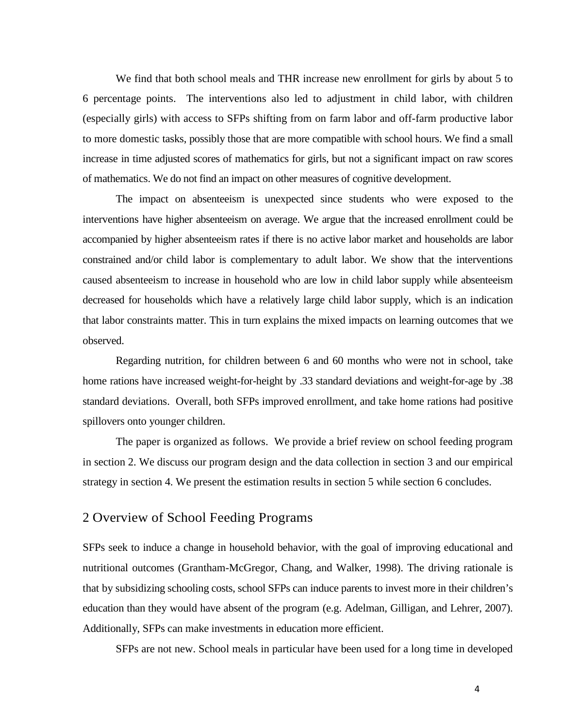We find that both school meals and THR increase new enrollment for girls by about 5 to 6 percentage points. The interventions also led to adjustment in child labor, with children (especially girls) with access to SFPs shifting from on farm labor and off-farm productive labor to more domestic tasks, possibly those that are more compatible with school hours. We find a small increase in time adjusted scores of mathematics for girls, but not a significant impact on raw scores of mathematics. We do not find an impact on other measures of cognitive development.

The impact on absenteeism is unexpected since students who were exposed to the interventions have higher absenteeism on average. We argue that the increased enrollment could be accompanied by higher absenteeism rates if there is no active labor market and households are labor constrained and/or child labor is complementary to adult labor. We show that the interventions caused absenteeism to increase in household who are low in child labor supply while absenteeism decreased for households which have a relatively large child labor supply, which is an indication that labor constraints matter. This in turn explains the mixed impacts on learning outcomes that we observed.

Regarding nutrition, for children between 6 and 60 months who were not in school, take home rations have increased weight-for-height by .33 standard deviations and weight-for-age by .38 standard deviations. Overall, both SFPs improved enrollment, and take home rations had positive spillovers onto younger children.

The paper is organized as follows. We provide a brief review on school feeding program in section 2. We discuss our program design and the data collection in section 3 and our empirical strategy in section 4. We present the estimation results in section 5 while section 6 concludes.

## 2 Overview of School Feeding Programs

SFPs seek to induce a change in household behavior, with the goal of improving educational and nutritional outcomes (Grantham-McGregor, Chang, and Walker, 1998). The driving rationale is that by subsidizing schooling costs, school SFPs can induce parents to invest more in their children's education than they would have absent of the program (e.g. Adelman, Gilligan, and Lehrer, 2007). Additionally, SFPs can make investments in education more efficient.

SFPs are not new. School meals in particular have been used for a long time in developed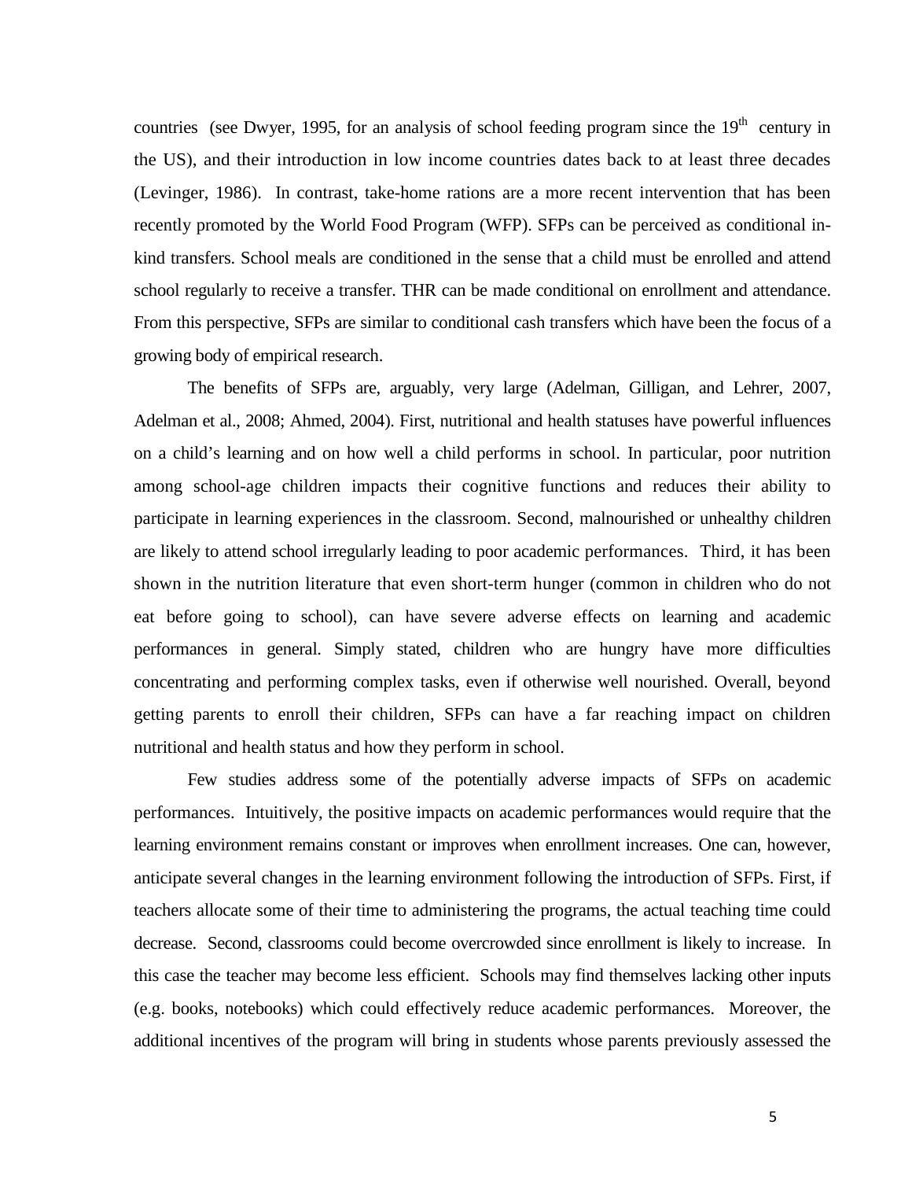countries (see Dwyer, 1995, for an analysis of school feeding program since the 19th century in the US), and their introduction in low income countries dates back to at least three decades (Levinger, 1986). In contrast, take-home rations are a more recent intervention that has been recently promoted by the World Food Program (WFP). SFPs can be perceived as conditional in-kind transfers. School meals are conditioned in the sense that a child must be enrolled and attend school regularly to receive a transfer. THR can be made conditional on enrollment and attendance. From this perspective, SFPs are similar to conditional cash transfers which have been the focus of a growing body of empirical research.

The benefits of SFPs are, arguably, very large (Adelman, Gilligan, and Lehrer, 2007, Adelman et al., 2008; Ahmed, 2004). First, nutritional and health statuses have powerful influences on a child's learning and on how well a child performs in school. In particular, poor nutrition among school-age children impacts their cognitive functions and reduces their ability to participate in learning experiences in the classroom. Second, malnourished or unhealthy children are likely to attend school irregularly leading to poor academic performances. Third, it has been shown in the nutrition literature that even short-term hunger (common in children who do not eat before going to school), can have severe adverse effects on learning and academic performances in general. Simply stated, children who are hungry have more difficulties concentrating and performing complex tasks, even if otherwise well nourished. Overall, beyond getting parents to enroll their children, SFPs can have a far reaching impact on children nutritional and health status and how they perform in school.

Few studies address some of the potentially adverse impacts of SFPs on academic performances. Intuitively, the positive impacts on academic performances would require that the learning environment remains constant or improves when enrollment increases. One can, however, anticipate several changes in the learning environment following the introduction of SFPs. First, if teachers allocate some of their time to administering the programs, the actual teaching time could decrease. Second, classrooms could become overcrowded since enrollment is likely to increase. In this case the teacher may become less efficient. Schools may find themselves lacking other inputs (e.g. books, notebooks) which could effectively reduce academic performances. Moreover, the additional incentives of the program will bring in students whose parents previously assessed the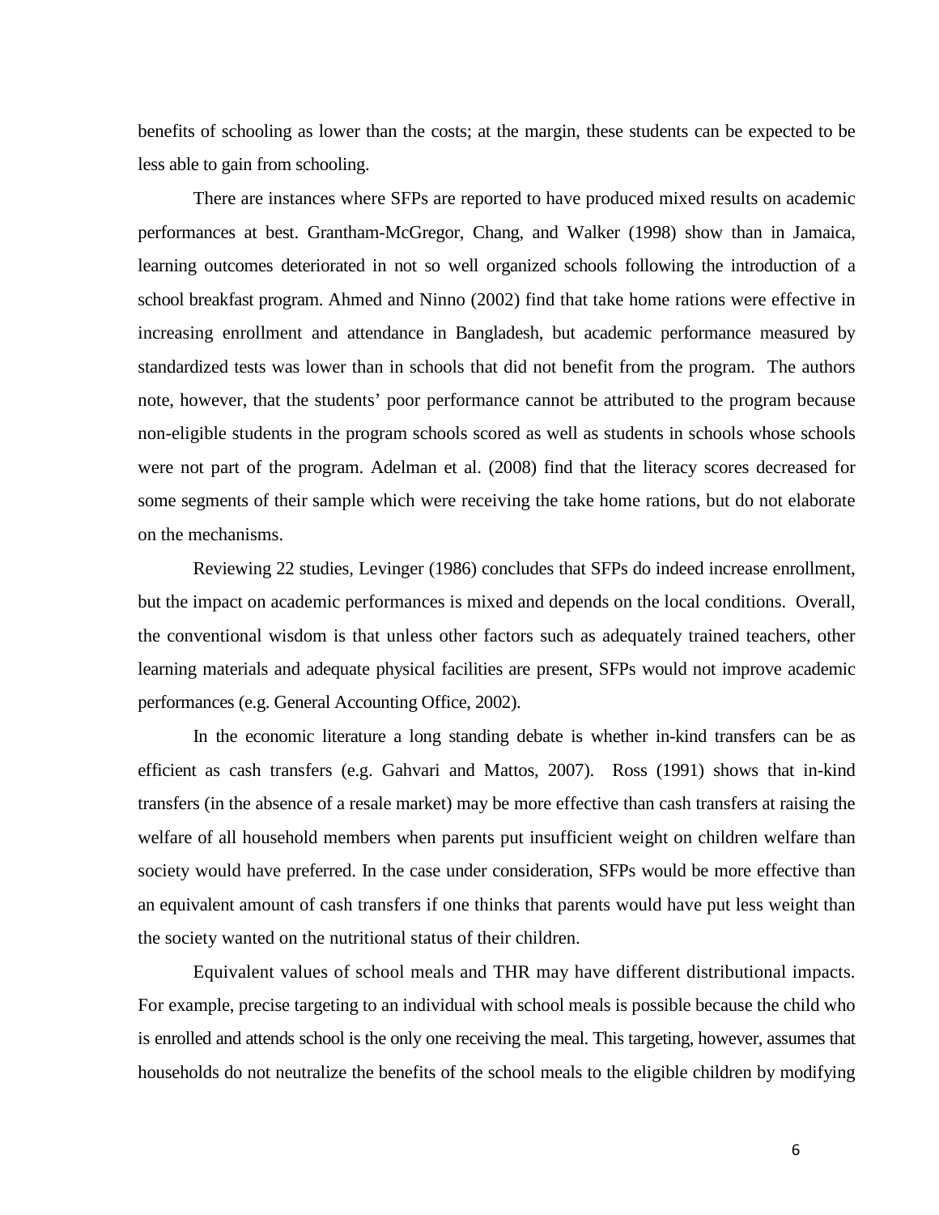benefits of schooling as lower than the costs; at the margin, these students can be expected to be less able to gain from schooling.

There are instances where SFPs are reported to have produced mixed results on academic performances at best. Grantham-McGregor, Chang, and Walker (1998) show than in Jamaica, learning outcomes deteriorated in not so well organized schools following the introduction of a school breakfast program. Ahmed and Ninno (2002) find that take home rations were effective in increasing enrollment and attendance in Bangladesh, but academic performance measured by standardized tests was lower than in schools that did not benefit from the program. The authors note, however, that the students' poor performance cannot be attributed to the program because non-eligible students in the program schools scored as well as students in schools whose schools were not part of the program. Adelman et al. (2008) find that the literacy scores decreased for some segments of their sample which were receiving the take home rations, but do not elaborate on the mechanisms.

Reviewing 22 studies, Levinger (1986) concludes that SFPs do indeed increase enrollment, but the impact on academic performances is mixed and depends on the local conditions. Overall, the conventional wisdom is that unless other factors such as adequately trained teachers, other learning materials and adequate physical facilities are present, SFPs would not improve academic performances (e.g. General Accounting Office, 2002).

In the economic literature a long standing debate is whether in-kind transfers can be as efficient as cash transfers (e.g. Gahvari and Mattos, 2007). Ross (1991) shows that in-kind transfers (in the absence of a resale market) may be more effective than cash transfers at raising the welfare of all household members when parents put insufficient weight on children welfare than society would have preferred. In the case under consideration, SFPs would be more effective than an equivalent amount of cash transfers if one thinks that parents would have put less weight than the society wanted on the nutritional status of their children.

Equivalent values of school meals and THR may have different distributional impacts. For example, precise targeting to an individual with school meals is possible because the child who is enrolled and attends school is the only one receiving the meal. This targeting, however, assumes that households do not neutralize the benefits of the school meals to the eligible children by modifying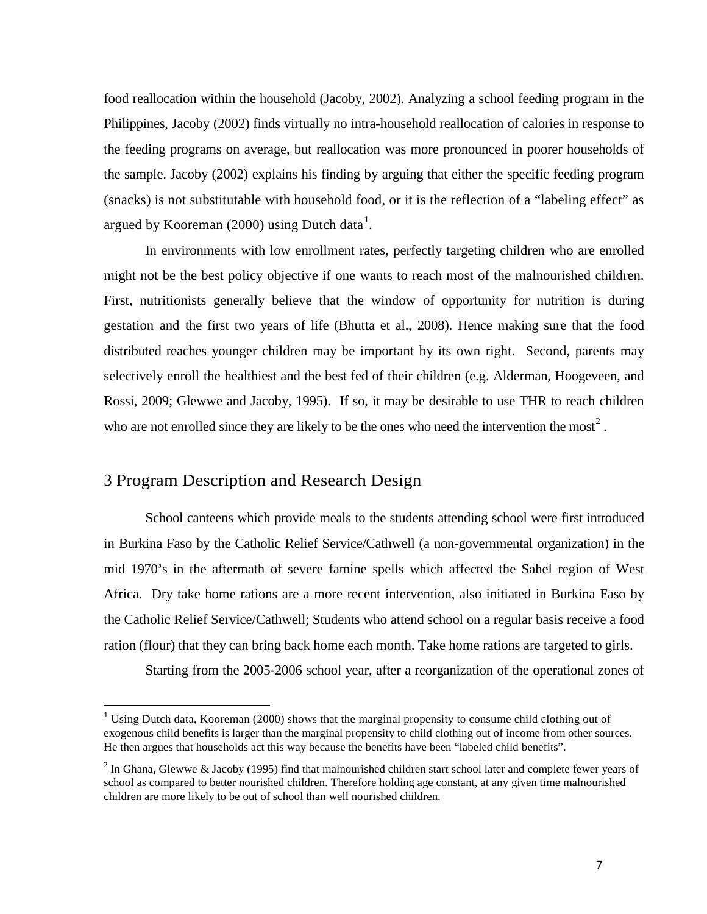food reallocation within the household (Jacoby, 2002). Analyzing a school feeding program in the Philippines, Jacoby (2002) finds virtually no intra-household reallocation of calories in response to the feeding programs on average, but reallocation was more pronounced in poorer households of the sample. Jacoby (2002) explains his finding by arguing that either the specific feeding program (snacks) is not substitutable with household food, or it is the reflection of a "labeling effect" as argued by Kooreman (2000) using Dutch data[1].

In environments with low enrollment rates, perfectly targeting children who are enrolled might not be the best policy objective if one wants to reach most of the malnourished children. First, nutritionists generally believe that the window of opportunity for nutrition is during gestation and the first two years of life (Bhutta et al., 2008). Hence making sure that the food distributed reaches younger children may be important by its own right. Second, parents may selectively enroll the healthiest and the best fed of their children (e.g. Alderman, Hoogeveen, and Rossi, 2009; Glewwe and Jacoby, 1995). If so, it may be desirable to use THR to reach children who are not enrolled since they are likely to be the ones who need the intervention the most[2].

## 3 Program Description and Research Design

School canteens which provide meals to the students attending school were first introduced in Burkina Faso by the Catholic Relief Service/Cathwell (a non-governmental organization) in the mid 1970's in the aftermath of severe famine spells which affected the Sahel region of West Africa. Dry take home rations are a more recent intervention, also initiated in Burkina Faso by the Catholic Relief Service/Cathwell; Students who attend school on a regular basis receive a food ration (flour) that they can bring back home each month. Take home rations are targeted to girls.

Starting from the 2005-2006 school year, after a reorganization of the operational zones of

[1] Using Dutch data, Kooreman (2000) shows that the marginal propensity to consume child clothing out of exogenous child benefits is larger than the marginal propensity to child clothing out of income from other sources. He then argues that households act this way because the benefits have been "labeled child benefits".

[2] In Ghana, Glewwe & Jacoby (1995) find that malnourished children start school later and complete fewer years of school as compared to better nourished children. Therefore holding age constant, at any given time malnourished children are more likely to be out of school than well nourished children.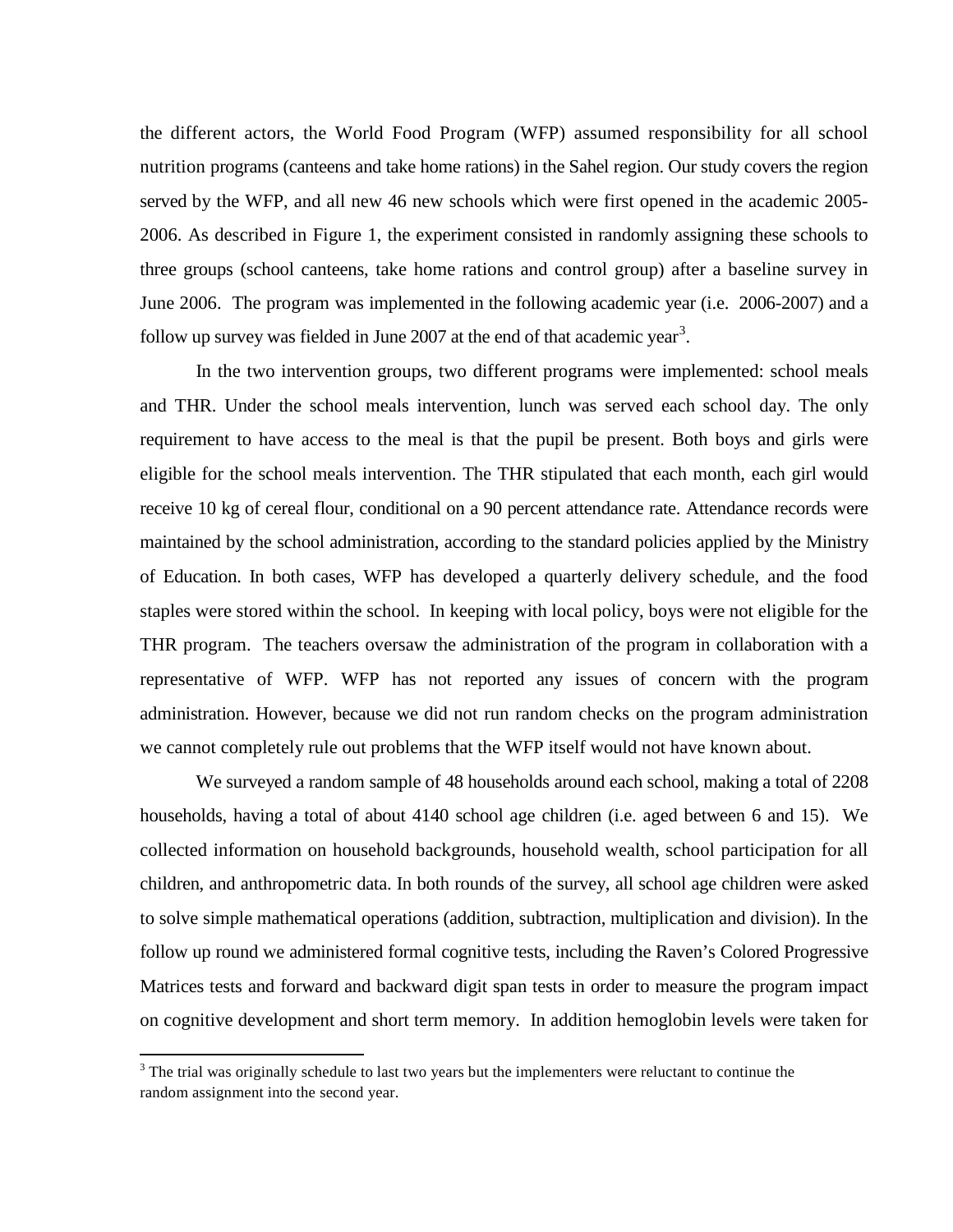the different actors, the World Food Program (WFP) assumed responsibility for all school nutrition programs (canteens and take home rations) in the Sahel region. Our study covers the region served by the WFP, and all new 46 new schools which were first opened in the academic 2005-2006. As described in Figure 1, the experiment consisted in randomly assigning these schools to three groups (school canteens, take home rations and control group) after a baseline survey in June 2006. The program was implemented in the following academic year (i.e. 2006-2007) and a follow up survey was fielded in June 2007 at the end of that academic year[3].

In the two intervention groups, two different programs were implemented: school meals and THR. Under the school meals intervention, lunch was served each school day. The only requirement to have access to the meal is that the pupil be present. Both boys and girls were eligible for the school meals intervention. The THR stipulated that each month, each girl would receive 10 kg of cereal flour, conditional on a 90 percent attendance rate. Attendance records were maintained by the school administration, according to the standard policies applied by the Ministry of Education. In both cases, WFP has developed a quarterly delivery schedule, and the food staples were stored within the school. In keeping with local policy, boys were not eligible for the THR program. The teachers oversaw the administration of the program in collaboration with a representative of WFP. WFP has not reported any issues of concern with the program administration. However, because we did not run random checks on the program administration we cannot completely rule out problems that the WFP itself would not have known about.

We surveyed a random sample of 48 households around each school, making a total of 2208 households, having a total of about 4140 school age children (i.e. aged between 6 and 15). We collected information on household backgrounds, household wealth, school participation for all children, and anthropometric data. In both rounds of the survey, all school age children were asked to solve simple mathematical operations (addition, subtraction, multiplication and division). In the follow up round we administered formal cognitive tests, including the Raven's Colored Progressive Matrices tests and forward and backward digit span tests in order to measure the program impact on cognitive development and short term memory. In addition hemoglobin levels were taken for

[3] The trial was originally schedule to last two years but the implementers were reluctant to continue the random assignment into the second year.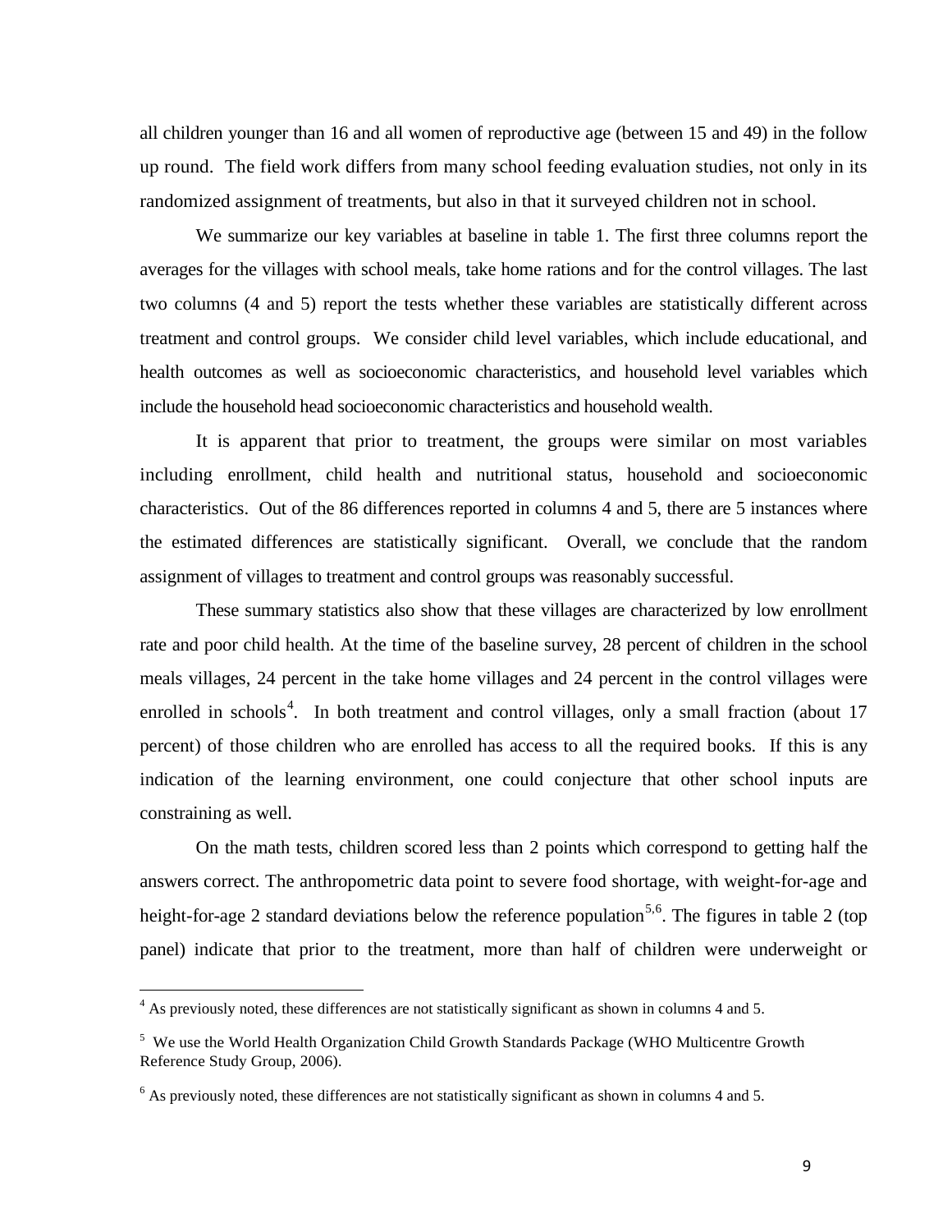all children younger than 16 and all women of reproductive age (between 15 and 49) in the follow up round. The field work differs from many school feeding evaluation studies, not only in its randomized assignment of treatments, but also in that it surveyed children not in school.

We summarize our key variables at baseline in table 1. The first three columns report the averages for the villages with school meals, take home rations and for the control villages. The last two columns (4 and 5) report the tests whether these variables are statistically different across treatment and control groups. We consider child level variables, which include educational, and health outcomes as well as socioeconomic characteristics, and household level variables which include the household head socioeconomic characteristics and household wealth.

It is apparent that prior to treatment, the groups were similar on most variables including enrollment, child health and nutritional status, household and socioeconomic characteristics. Out of the 86 differences reported in columns 4 and 5, there are 5 instances where the estimated differences are statistically significant. Overall, we conclude that the random assignment of villages to treatment and control groups was reasonably successful.

These summary statistics also show that these villages are characterized by low enrollment rate and poor child health. At the time of the baseline survey, 28 percent of children in the school meals villages, 24 percent in the take home villages and 24 percent in the control villages were enrolled in schools[4]. In both treatment and control villages, only a small fraction (about 17 percent) of those children who are enrolled has access to all the required books. If this is any indication of the learning environment, one could conjecture that other school inputs are constraining as well.

On the math tests, children scored less than 2 points which correspond to getting half the answers correct. The anthropometric data point to severe food shortage, with weight-for-age and height-for-age 2 standard deviations below the reference population[5,6]. The figures in table 2 (top panel) indicate that prior to the treatment, more than half of children were underweight or

---

[4] As previously noted, these differences are not statistically significant as shown in columns 4 and 5.

[5] We use the World Health Organization Child Growth Standards Package (WHO Multicentre Growth Reference Study Group, 2006).

[6] As previously noted, these differences are not statistically significant as shown in columns 4 and 5.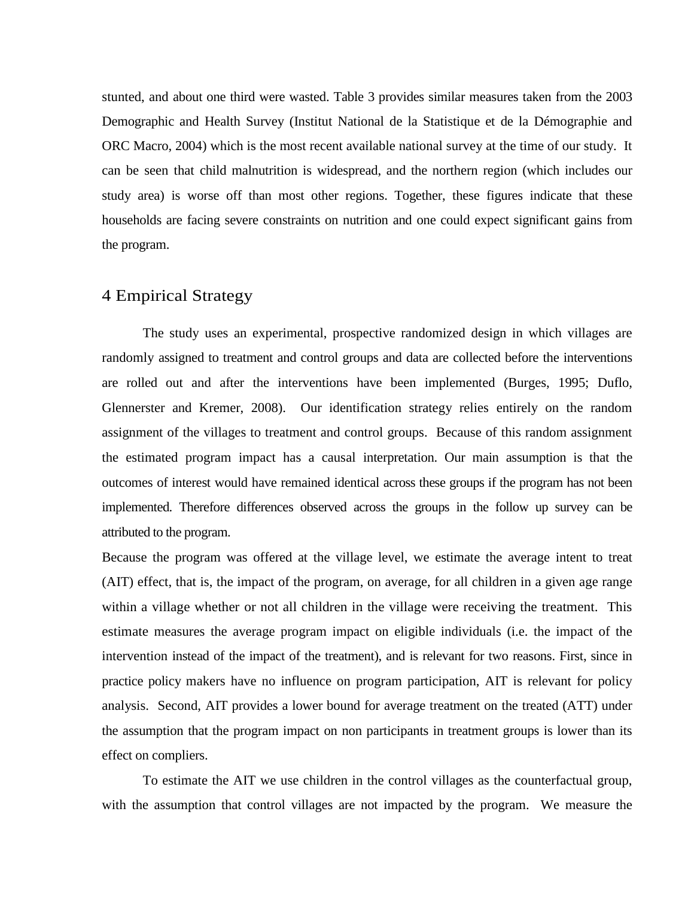stunted, and about one third were wasted. Table 3 provides similar measures taken from the 2003 Demographic and Health Survey (Institut National de la Statistique et de la Démographie and ORC Macro, 2004) which is the most recent available national survey at the time of our study. It can be seen that child malnutrition is widespread, and the northern region (which includes our study area) is worse off than most other regions. Together, these figures indicate that these households are facing severe constraints on nutrition and one could expect significant gains from the program.

# 4 Empirical Strategy

The study uses an experimental, prospective randomized design in which villages are randomly assigned to treatment and control groups and data are collected before the interventions are rolled out and after the interventions have been implemented (Burges, 1995; Duflo, Glennerster and Kremer, 2008). Our identification strategy relies entirely on the random assignment of the villages to treatment and control groups. Because of this random assignment the estimated program impact has a causal interpretation. Our main assumption is that the outcomes of interest would have remained identical across these groups if the program has not been implemented. Therefore differences observed across the groups in the follow up survey can be attributed to the program.

Because the program was offered at the village level, we estimate the average intent to treat (AIT) effect, that is, the impact of the program, on average, for all children in a given age range within a village whether or not all children in the village were receiving the treatment. This estimate measures the average program impact on eligible individuals (i.e. the impact of the intervention instead of the impact of the treatment), and is relevant for two reasons. First, since in practice policy makers have no influence on program participation, AIT is relevant for policy analysis. Second, AIT provides a lower bound for average treatment on the treated (ATT) under the assumption that the program impact on non participants in treatment groups is lower than its effect on compliers.

To estimate the AIT we use children in the control villages as the counterfactual group, with the assumption that control villages are not impacted by the program. We measure the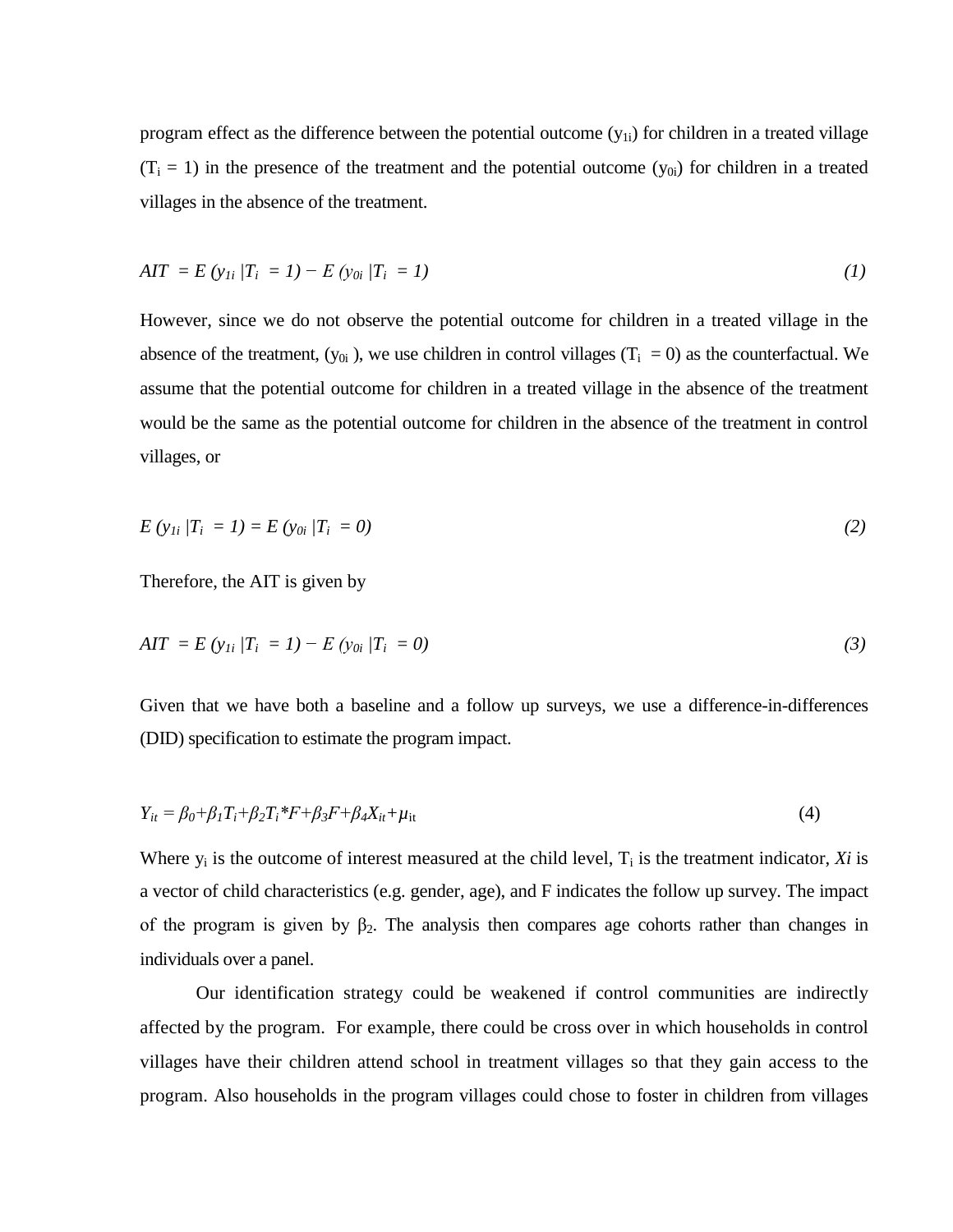program effect as the difference between the potential outcome ($y_{1i}$) for children in a treated village ($T_i = 1$) in the presence of the treatment and the potential outcome ($y_{0i}$) for children in a treated villages in the absence of the treatment.

$$AIT = E(y_{1i} | T_i = 1) - E(y_{0i} | T_i = 1) \tag{1}$$

However, since we do not observe the potential outcome for children in a treated village in the absence of the treatment, ($y_{0i}$), we use children in control villages ($T_i = 0$) as the counterfactual. We assume that the potential outcome for children in a treated village in the absence of the treatment would be the same as the potential outcome for children in the absence of the treatment in control villages, or

$$E(y_{1i} | T_i = 1) = E(y_{0i} | T_i = 0) \tag{2}$$

Therefore, the AIT is given by

$$AIT = E(y_{1i} | T_i = 1) - E(y_{0i} | T_i = 0) \tag{3}$$

Given that we have both a baseline and a follow up surveys, we use a difference-in-differences (DID) specification to estimate the program impact.

$$Y_{it} = \beta_0 + \beta_1 T_i + \beta_2 T_i * F + \beta_3 F + \beta_4 X_{it} + \mu_{it} \tag{4}$$

Where $y_i$ is the outcome of interest measured at the child level, $T_i$ is the treatment indicator, $Xi$ is a vector of child characteristics (e.g. gender, age), and F indicates the follow up survey. The impact of the program is given by $\beta_2$. The analysis then compares age cohorts rather than changes in individuals over a panel.

Our identification strategy could be weakened if control communities are indirectly affected by the program. For example, there could be cross over in which households in control villages have their children attend school in treatment villages so that they gain access to the program. Also households in the program villages could chose to foster in children from villages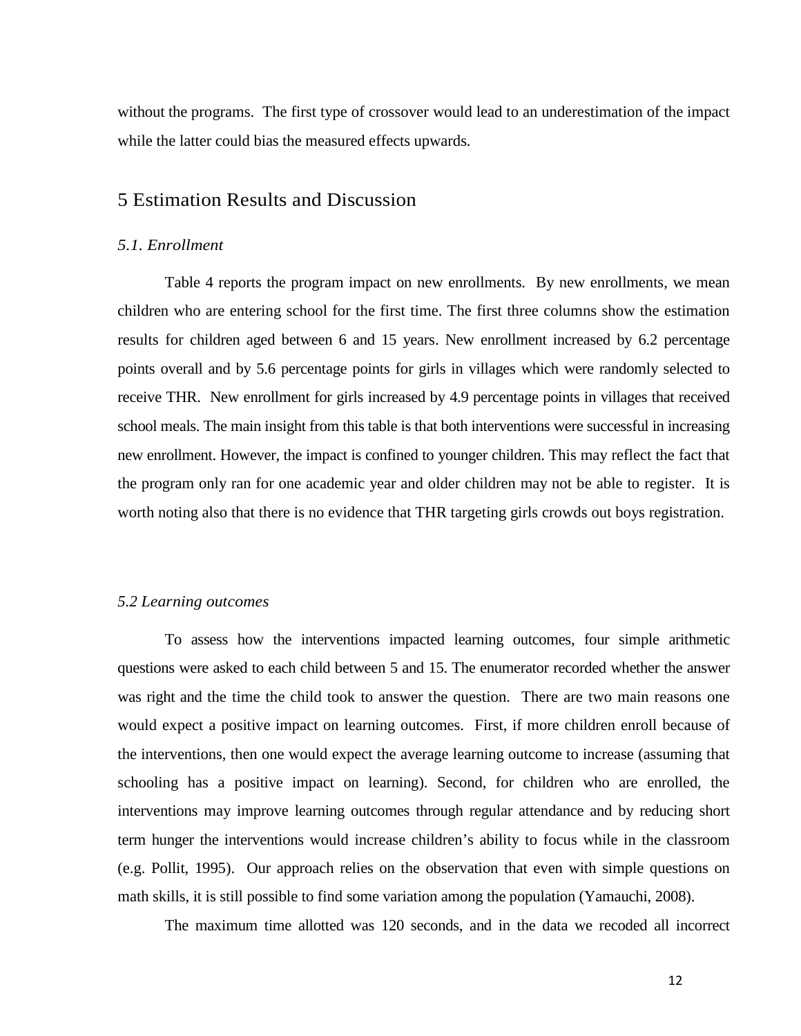without the programs. The first type of crossover would lead to an underestimation of the impact while the latter could bias the measured effects upwards.

## 5 Estimation Results and Discussion

### *5.1. Enrollment*

Table 4 reports the program impact on new enrollments. By new enrollments, we mean children who are entering school for the first time. The first three columns show the estimation results for children aged between 6 and 15 years. New enrollment increased by 6.2 percentage points overall and by 5.6 percentage points for girls in villages which were randomly selected to receive THR. New enrollment for girls increased by 4.9 percentage points in villages that received school meals. The main insight from this table is that both interventions were successful in increasing new enrollment. However, the impact is confined to younger children. This may reflect the fact that the program only ran for one academic year and older children may not be able to register. It is worth noting also that there is no evidence that THR targeting girls crowds out boys registration.

### *5.2 Learning outcomes*

To assess how the interventions impacted learning outcomes, four simple arithmetic questions were asked to each child between 5 and 15. The enumerator recorded whether the answer was right and the time the child took to answer the question. There are two main reasons one would expect a positive impact on learning outcomes. First, if more children enroll because of the interventions, then one would expect the average learning outcome to increase (assuming that schooling has a positive impact on learning). Second, for children who are enrolled, the interventions may improve learning outcomes through regular attendance and by reducing short term hunger the interventions would increase children's ability to focus while in the classroom (e.g. Pollit, 1995). Our approach relies on the observation that even with simple questions on math skills, it is still possible to find some variation among the population (Yamauchi, 2008).

The maximum time allotted was 120 seconds, and in the data we recoded all incorrect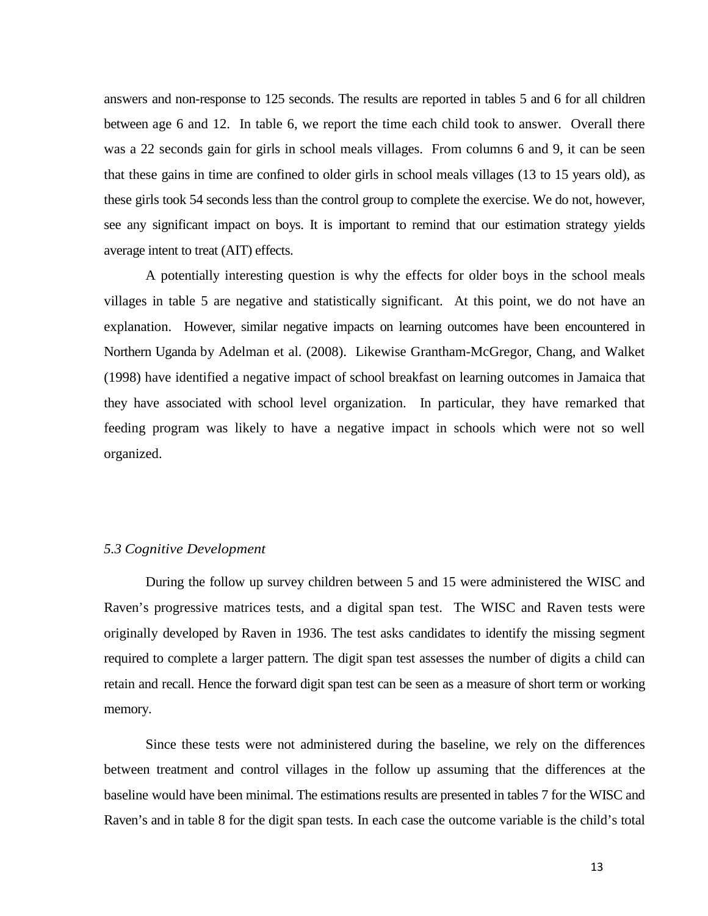answers and non-response to 125 seconds. The results are reported in tables 5 and 6 for all children between age 6 and 12. In table 6, we report the time each child took to answer. Overall there was a 22 seconds gain for girls in school meals villages. From columns 6 and 9, it can be seen that these gains in time are confined to older girls in school meals villages (13 to 15 years old), as these girls took 54 seconds less than the control group to complete the exercise. We do not, however, see any significant impact on boys. It is important to remind that our estimation strategy yields average intent to treat (AIT) effects.

A potentially interesting question is why the effects for older boys in the school meals villages in table 5 are negative and statistically significant. At this point, we do not have an explanation. However, similar negative impacts on learning outcomes have been encountered in Northern Uganda by Adelman et al. (2008). Likewise Grantham-McGregor, Chang, and Walket (1998) have identified a negative impact of school breakfast on learning outcomes in Jamaica that they have associated with school level organization. In particular, they have remarked that feeding program was likely to have a negative impact in schools which were not so well organized.

### *5.3 Cognitive Development*

During the follow up survey children between 5 and 15 were administered the WISC and Raven's progressive matrices tests, and a digital span test. The WISC and Raven tests were originally developed by Raven in 1936. The test asks candidates to identify the missing segment required to complete a larger pattern. The digit span test assesses the number of digits a child can retain and recall. Hence the forward digit span test can be seen as a measure of short term or working memory.

Since these tests were not administered during the baseline, we rely on the differences between treatment and control villages in the follow up assuming that the differences at the baseline would have been minimal. The estimations results are presented in tables 7 for the WISC and Raven's and in table 8 for the digit span tests. In each case the outcome variable is the child's total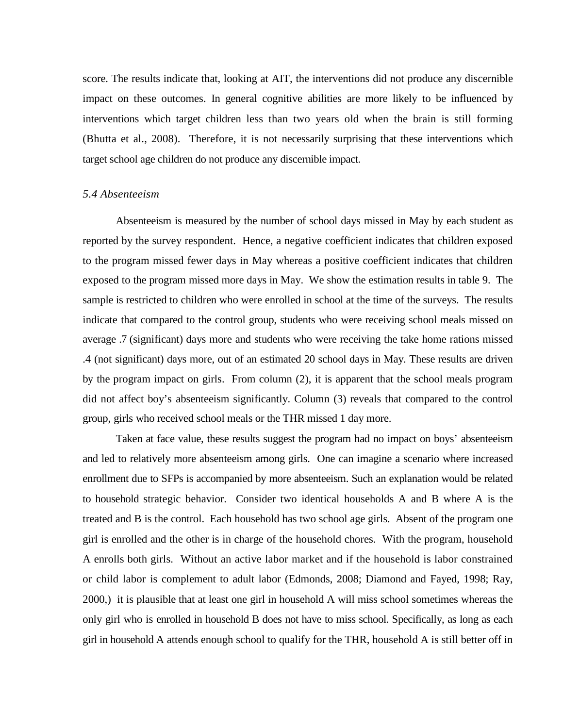score. The results indicate that, looking at AIT, the interventions did not produce any discernible impact on these outcomes. In general cognitive abilities are more likely to be influenced by interventions which target children less than two years old when the brain is still forming (Bhutta et al., 2008). Therefore, it is not necessarily surprising that these interventions which target school age children do not produce any discernible impact.

### *5.4 Absenteeism*

Absenteeism is measured by the number of school days missed in May by each student as reported by the survey respondent. Hence, a negative coefficient indicates that children exposed to the program missed fewer days in May whereas a positive coefficient indicates that children exposed to the program missed more days in May. We show the estimation results in table 9. The sample is restricted to children who were enrolled in school at the time of the surveys. The results indicate that compared to the control group, students who were receiving school meals missed on average .7 (significant) days more and students who were receiving the take home rations missed .4 (not significant) days more, out of an estimated 20 school days in May. These results are driven by the program impact on girls. From column (2), it is apparent that the school meals program did not affect boy's absenteeism significantly. Column (3) reveals that compared to the control group, girls who received school meals or the THR missed 1 day more.

Taken at face value, these results suggest the program had no impact on boys' absenteeism and led to relatively more absenteeism among girls. One can imagine a scenario where increased enrollment due to SFPs is accompanied by more absenteeism. Such an explanation would be related to household strategic behavior. Consider two identical households A and B where A is the treated and B is the control. Each household has two school age girls. Absent of the program one girl is enrolled and the other is in charge of the household chores. With the program, household A enrolls both girls. Without an active labor market and if the household is labor constrained or child labor is complement to adult labor (Edmonds, 2008; Diamond and Fayed, 1998; Ray, 2000,) it is plausible that at least one girl in household A will miss school sometimes whereas the only girl who is enrolled in household B does not have to miss school. Specifically, as long as each girl in household A attends enough school to qualify for the THR, household A is still better off in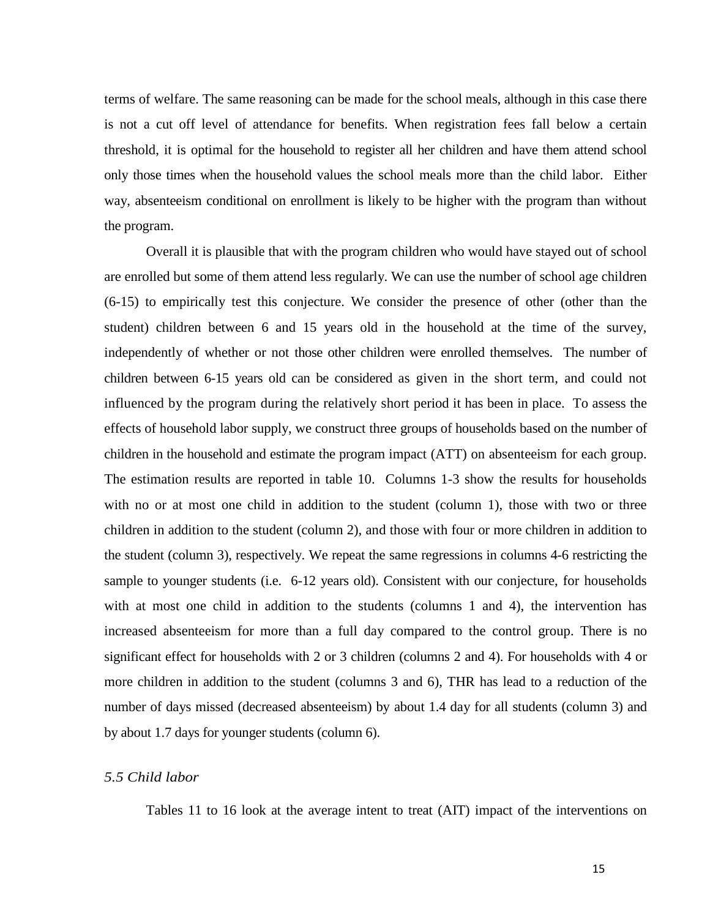terms of welfare. The same reasoning can be made for the school meals, although in this case there is not a cut off level of attendance for benefits. When registration fees fall below a certain threshold, it is optimal for the household to register all her children and have them attend school only those times when the household values the school meals more than the child labor. Either way, absenteeism conditional on enrollment is likely to be higher with the program than without the program.

Overall it is plausible that with the program children who would have stayed out of school are enrolled but some of them attend less regularly. We can use the number of school age children (6-15) to empirically test this conjecture. We consider the presence of other (other than the student) children between 6 and 15 years old in the household at the time of the survey, independently of whether or not those other children were enrolled themselves. The number of children between 6-15 years old can be considered as given in the short term, and could not influenced by the program during the relatively short period it has been in place. To assess the effects of household labor supply, we construct three groups of households based on the number of children in the household and estimate the program impact (ATT) on absenteeism for each group. The estimation results are reported in table 10. Columns 1-3 show the results for households with no or at most one child in addition to the student (column 1), those with two or three children in addition to the student (column 2), and those with four or more children in addition to the student (column 3), respectively. We repeat the same regressions in columns 4-6 restricting the sample to younger students (i.e. 6-12 years old). Consistent with our conjecture, for households with at most one child in addition to the students (columns 1 and 4), the intervention has increased absenteeism for more than a full day compared to the control group. There is no significant effect for households with 2 or 3 children (columns 2 and 4). For households with 4 or more children in addition to the student (columns 3 and 6), THR has lead to a reduction of the number of days missed (decreased absenteeism) by about 1.4 day for all students (column 3) and by about 1.7 days for younger students (column 6).

### *5.5 Child labor*

Tables 11 to 16 look at the average intent to treat (AIT) impact of the interventions on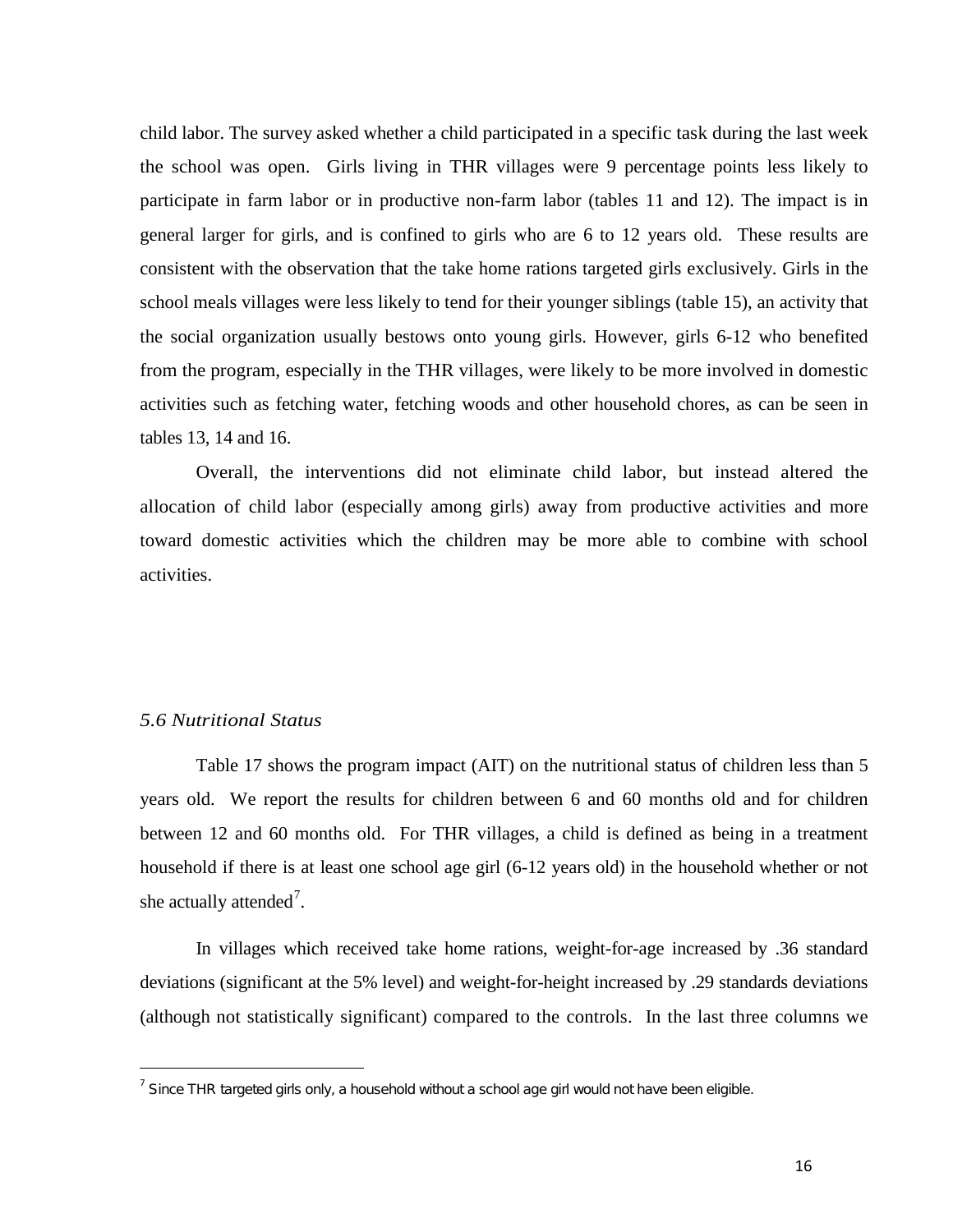child labor. The survey asked whether a child participated in a specific task during the last week the school was open. Girls living in THR villages were 9 percentage points less likely to participate in farm labor or in productive non-farm labor (tables 11 and 12). The impact is in general larger for girls, and is confined to girls who are 6 to 12 years old. These results are consistent with the observation that the take home rations targeted girls exclusively. Girls in the school meals villages were less likely to tend for their younger siblings (table 15), an activity that the social organization usually bestows onto young girls. However, girls 6-12 who benefited from the program, especially in the THR villages, were likely to be more involved in domestic activities such as fetching water, fetching woods and other household chores, as can be seen in tables 13, 14 and 16.

Overall, the interventions did not eliminate child labor, but instead altered the allocation of child labor (especially among girls) away from productive activities and more toward domestic activities which the children may be more able to combine with school activities.

### *5.6 Nutritional Status*

Table 17 shows the program impact (AIT) on the nutritional status of children less than 5 years old. We report the results for children between 6 and 60 months old and for children between 12 and 60 months old. For THR villages, a child is defined as being in a treatment household if there is at least one school age girl (6-12 years old) in the household whether or not she actually attended[7].

In villages which received take home rations, weight-for-age increased by .36 standard deviations (significant at the 5% level) and weight-for-height increased by .29 standards deviations (although not statistically significant) compared to the controls. In the last three columns we

[7] Since THR targeted girls only, a household without a school age girl would not have been eligible.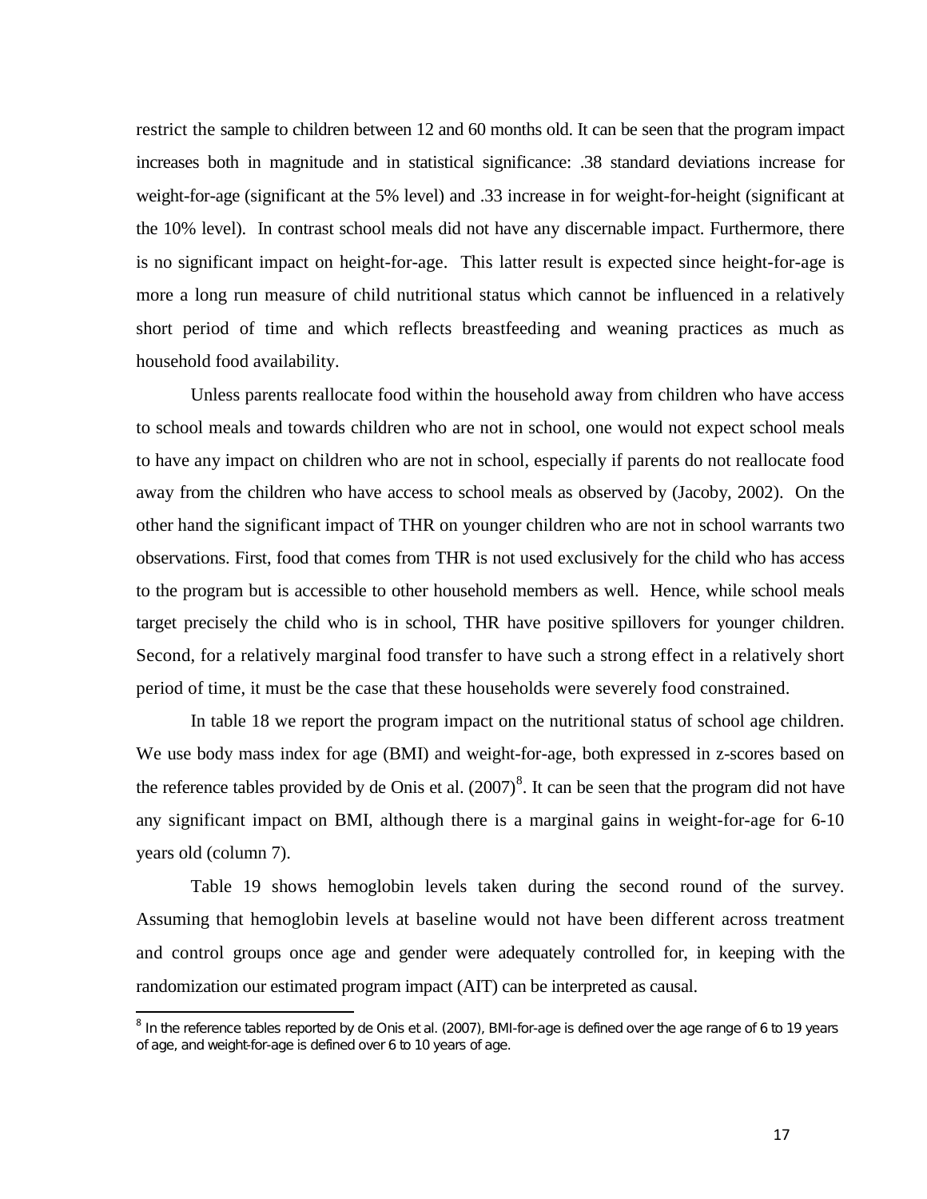restrict the sample to children between 12 and 60 months old. It can be seen that the program impact increases both in magnitude and in statistical significance: .38 standard deviations increase for weight-for-age (significant at the 5% level) and .33 increase in for weight-for-height (significant at the 10% level). In contrast school meals did not have any discernable impact. Furthermore, there is no significant impact on height-for-age. This latter result is expected since height-for-age is more a long run measure of child nutritional status which cannot be influenced in a relatively short period of time and which reflects breastfeeding and weaning practices as much as household food availability.

Unless parents reallocate food within the household away from children who have access to school meals and towards children who are not in school, one would not expect school meals to have any impact on children who are not in school, especially if parents do not reallocate food away from the children who have access to school meals as observed by (Jacoby, 2002). On the other hand the significant impact of THR on younger children who are not in school warrants two observations. First, food that comes from THR is not used exclusively for the child who has access to the program but is accessible to other household members as well. Hence, while school meals target precisely the child who is in school, THR have positive spillovers for younger children. Second, for a relatively marginal food transfer to have such a strong effect in a relatively short period of time, it must be the case that these households were severely food constrained.

In table 18 we report the program impact on the nutritional status of school age children. We use body mass index for age (BMI) and weight-for-age, both expressed in z-scores based on the reference tables provided by de Onis et al. (2007)[8]. It can be seen that the program did not have any significant impact on BMI, although there is a marginal gains in weight-for-age for 6-10 years old (column 7).

Table 19 shows hemoglobin levels taken during the second round of the survey. Assuming that hemoglobin levels at baseline would not have been different across treatment and control groups once age and gender were adequately controlled for, in keeping with the randomization our estimated program impact (AIT) can be interpreted as causal.

[8] In the reference tables reported by de Onis et al. (2007), BMI-for-age is defined over the age range of 6 to 19 years of age, and weight-for-age is defined over 6 to 10 years of age.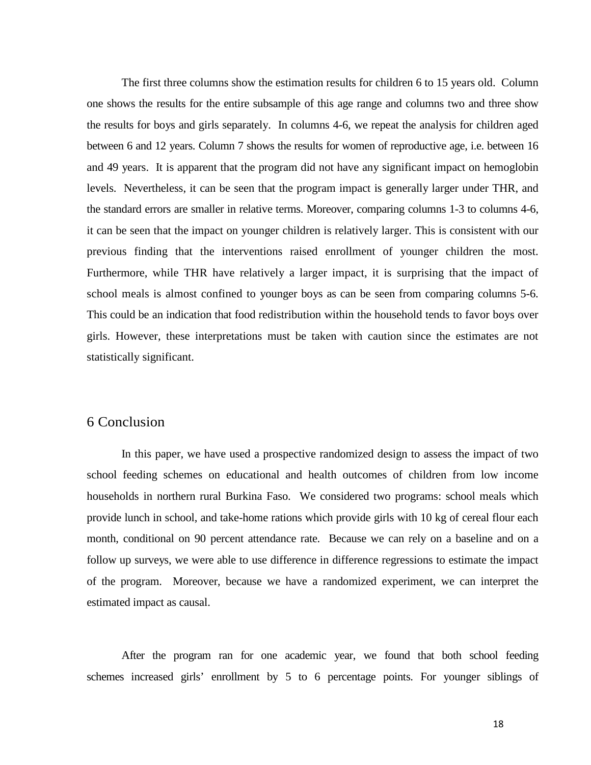The first three columns show the estimation results for children 6 to 15 years old. Column one shows the results for the entire subsample of this age range and columns two and three show the results for boys and girls separately. In columns 4-6, we repeat the analysis for children aged between 6 and 12 years. Column 7 shows the results for women of reproductive age, i.e. between 16 and 49 years. It is apparent that the program did not have any significant impact on hemoglobin levels. Nevertheless, it can be seen that the program impact is generally larger under THR, and the standard errors are smaller in relative terms. Moreover, comparing columns 1-3 to columns 4-6, it can be seen that the impact on younger children is relatively larger. This is consistent with our previous finding that the interventions raised enrollment of younger children the most. Furthermore, while THR have relatively a larger impact, it is surprising that the impact of school meals is almost confined to younger boys as can be seen from comparing columns 5-6. This could be an indication that food redistribution within the household tends to favor boys over girls. However, these interpretations must be taken with caution since the estimates are not statistically significant.

## 6 Conclusion

In this paper, we have used a prospective randomized design to assess the impact of two school feeding schemes on educational and health outcomes of children from low income households in northern rural Burkina Faso. We considered two programs: school meals which provide lunch in school, and take-home rations which provide girls with 10 kg of cereal flour each month, conditional on 90 percent attendance rate. Because we can rely on a baseline and on a follow up surveys, we were able to use difference in difference regressions to estimate the impact of the program. Moreover, because we have a randomized experiment, we can interpret the estimated impact as causal.

After the program ran for one academic year, we found that both school feeding schemes increased girls' enrollment by 5 to 6 percentage points. For younger siblings of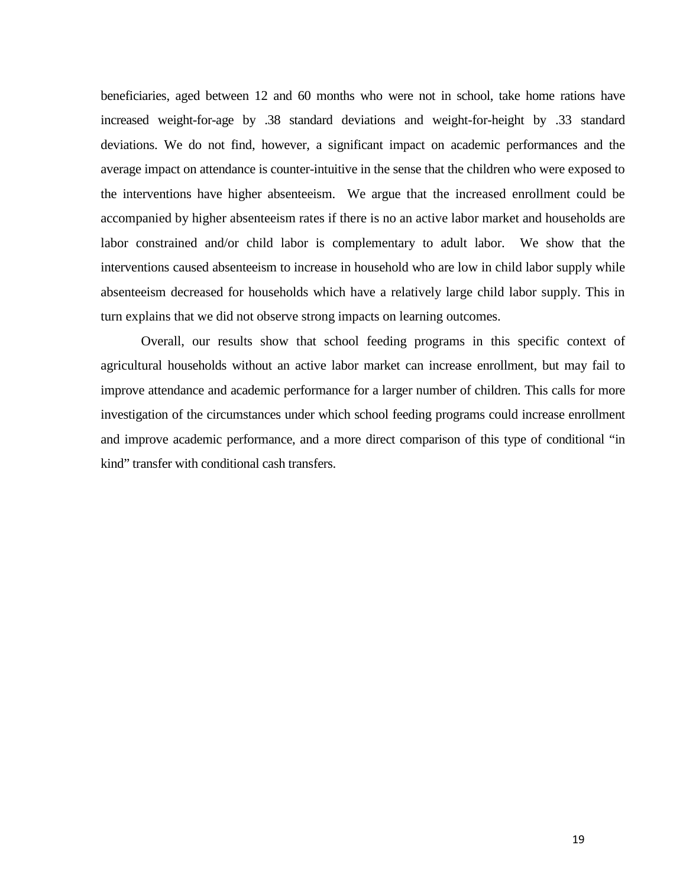beneficiaries, aged between 12 and 60 months who were not in school, take home rations have increased weight-for-age by .38 standard deviations and weight-for-height by .33 standard deviations. We do not find, however, a significant impact on academic performances and the average impact on attendance is counter-intuitive in the sense that the children who were exposed to the interventions have higher absenteeism. We argue that the increased enrollment could be accompanied by higher absenteeism rates if there is no an active labor market and households are labor constrained and/or child labor is complementary to adult labor. We show that the interventions caused absenteeism to increase in household who are low in child labor supply while absenteeism decreased for households which have a relatively large child labor supply. This in turn explains that we did not observe strong impacts on learning outcomes.

Overall, our results show that school feeding programs in this specific context of agricultural households without an active labor market can increase enrollment, but may fail to improve attendance and academic performance for a larger number of children. This calls for more investigation of the circumstances under which school feeding programs could increase enrollment and improve academic performance, and a more direct comparison of this type of conditional "in kind" transfer with conditional cash transfers.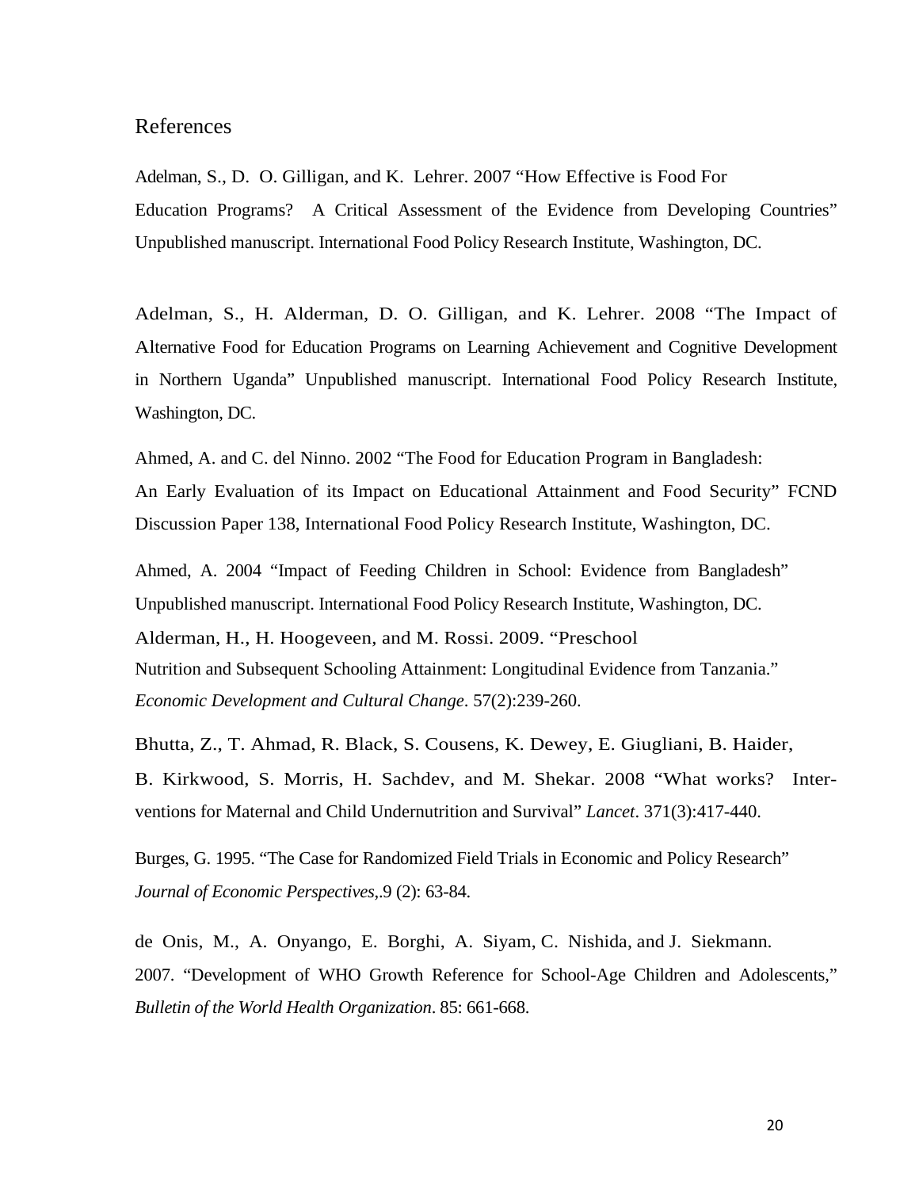## References

Adelman, S., D. O. Gilligan, and K. Lehrer. 2007 "How Effective is Food For Education Programs? A Critical Assessment of the Evidence from Developing Countries" Unpublished manuscript. International Food Policy Research Institute, Washington, DC.

Adelman, S., H. Alderman, D. O. Gilligan, and K. Lehrer. 2008 "The Impact of Alternative Food for Education Programs on Learning Achievement and Cognitive Development in Northern Uganda" Unpublished manuscript. International Food Policy Research Institute, Washington, DC.

Ahmed, A. and C. del Ninno. 2002 "The Food for Education Program in Bangladesh: An Early Evaluation of its Impact on Educational Attainment and Food Security" FCND Discussion Paper 138, International Food Policy Research Institute, Washington, DC.

Ahmed, A. 2004 "Impact of Feeding Children in School: Evidence from Bangladesh" Unpublished manuscript. International Food Policy Research Institute, Washington, DC.

Alderman, H., H. Hoogeveen, and M. Rossi. 2009. "Preschool Nutrition and Subsequent Schooling Attainment: Longitudinal Evidence from Tanzania." *Economic Development and Cultural Change*. 57(2):239-260.

Bhutta, Z., T. Ahmad, R. Black, S. Cousens, K. Dewey, E. Giugliani, B. Haider, B. Kirkwood, S. Morris, H. Sachdev, and M. Shekar. 2008 "What works? Interventions for Maternal and Child Undernutrition and Survival" *Lancet*. 371(3):417-440.

Burges, G. 1995. "The Case for Randomized Field Trials in Economic and Policy Research" *Journal of Economic Perspectives*,.9 (2): 63-84.

de Onis, M., A. Onyango, E. Borghi, A. Siyam, C. Nishida, and J. Siekmann. 2007. "Development of WHO Growth Reference for School-Age Children and Adolescents," *Bulletin of the World Health Organization*. 85: 661-668.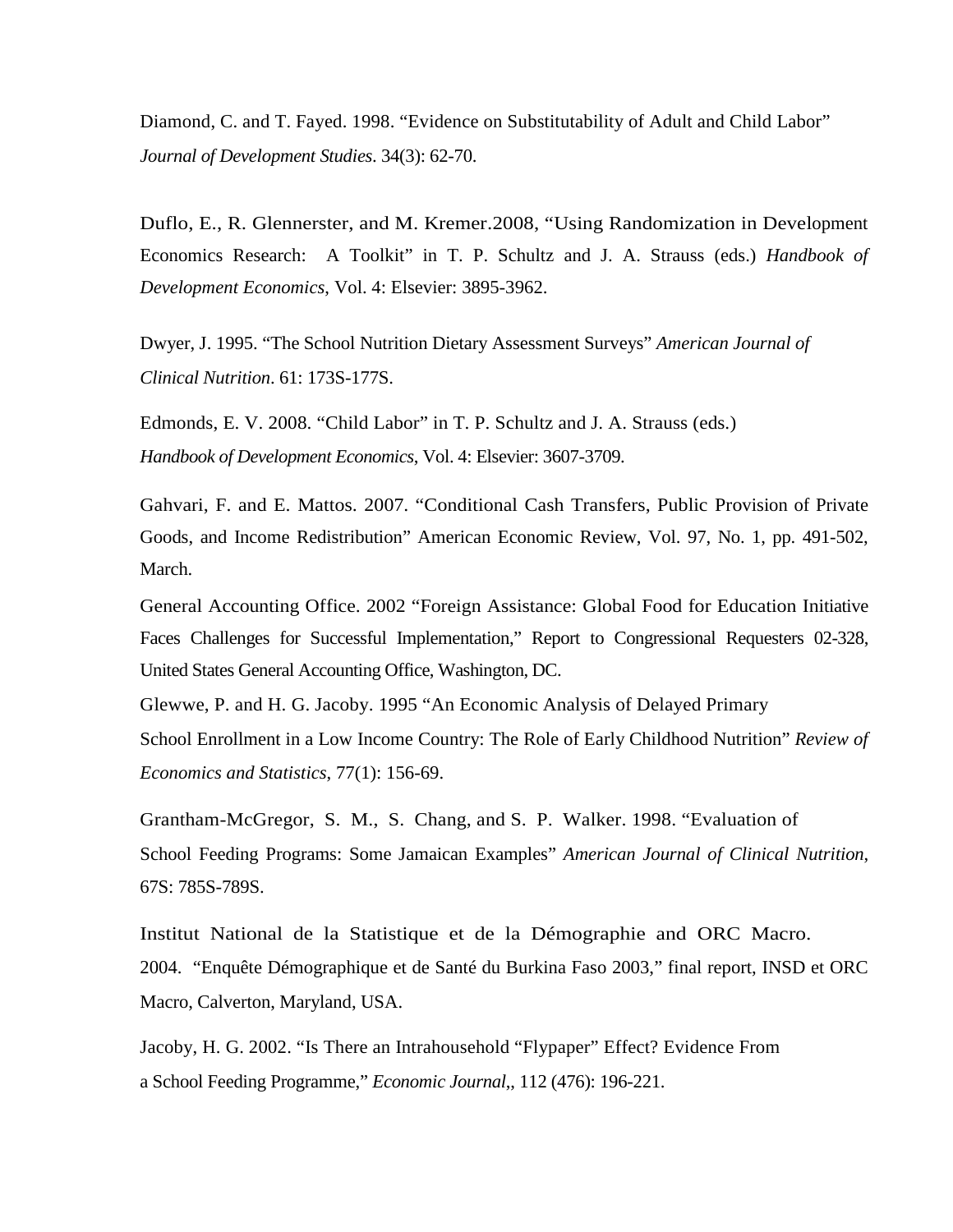Diamond, C. and T. Fayed. 1998. "Evidence on Substitutability of Adult and Child Labor" *Journal of Development Studies*. 34(3): 62-70.

Duflo, E., R. Glennerster, and M. Kremer.2008, "Using Randomization in Development Economics Research: A Toolkit" in T. P. Schultz and J. A. Strauss (eds.) *Handbook of Development Economics*, Vol. 4: Elsevier: 3895-3962.

Dwyer, J. 1995. "The School Nutrition Dietary Assessment Surveys" *American Journal of Clinical Nutrition*. 61: 173S-177S.

Edmonds, E. V. 2008. "Child Labor" in T. P. Schultz and J. A. Strauss (eds.) *Handbook of Development Economics*, Vol. 4: Elsevier: 3607-3709.

Gahvari, F. and E. Mattos. 2007. "Conditional Cash Transfers, Public Provision of Private Goods, and Income Redistribution" American Economic Review, Vol. 97, No. 1, pp. 491-502, March.

General Accounting Office. 2002 "Foreign Assistance: Global Food for Education Initiative Faces Challenges for Successful Implementation," Report to Congressional Requesters 02-328, United States General Accounting Office, Washington, DC.

Glewwe, P. and H. G. Jacoby. 1995 "An Economic Analysis of Delayed Primary School Enrollment in a Low Income Country: The Role of Early Childhood Nutrition" *Review of Economics and Statistics*, 77(1): 156-69.

Grantham-McGregor, S. M., S. Chang, and S. P. Walker. 1998. "Evaluation of School Feeding Programs: Some Jamaican Examples" *American Journal of Clinical Nutrition*, 67S: 785S-789S.

Institut National de la Statistique et de la Démographie and ORC Macro. 2004. "Enquête Démographique et de Santé du Burkina Faso 2003," final report, INSD et ORC Macro, Calverton, Maryland, USA.

Jacoby, H. G. 2002. "Is There an Intrahousehold "Flypaper" Effect? Evidence From a School Feeding Programme," *Economic Journal*,, 112 (476): 196-221.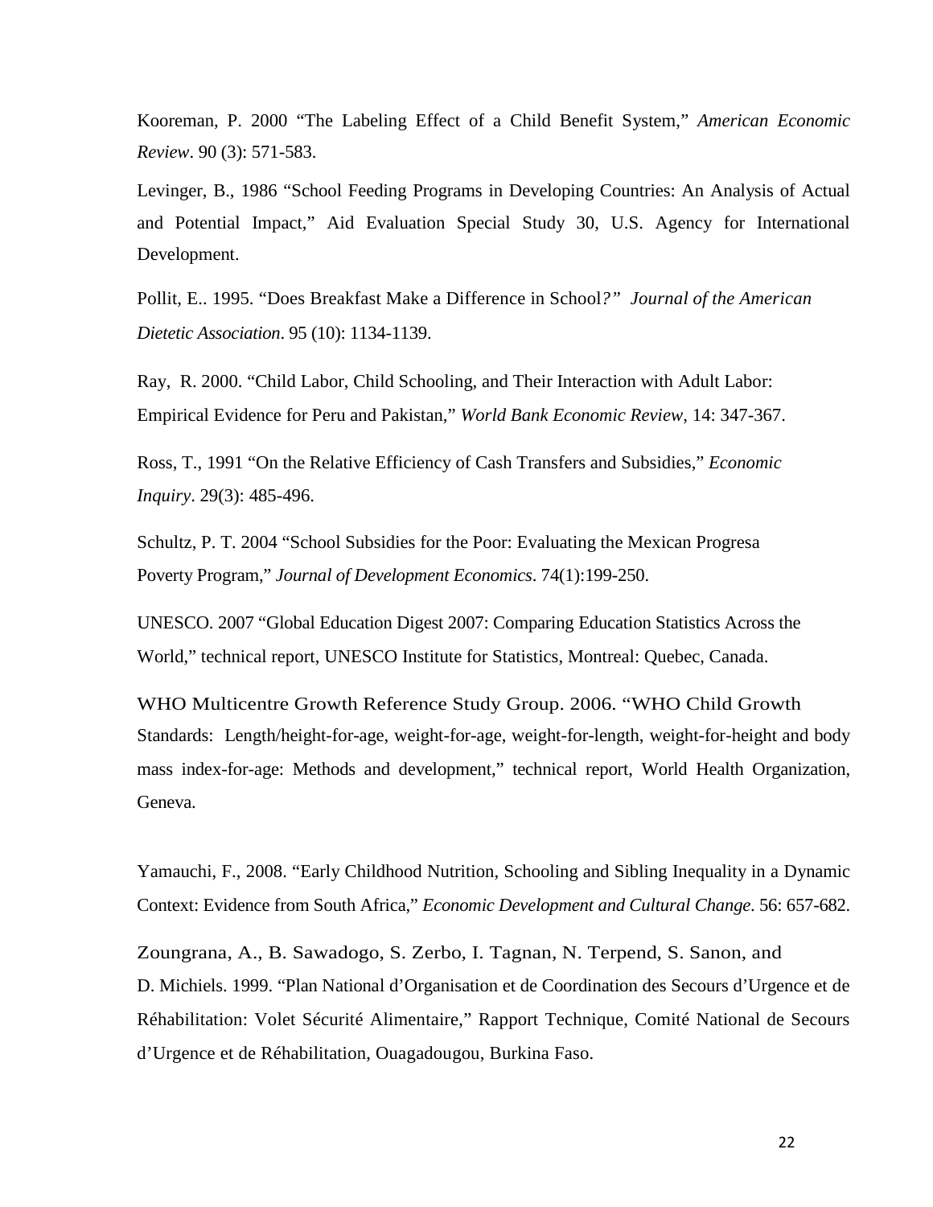Kooreman, P. 2000 "The Labeling Effect of a Child Benefit System," *American Economic Review*. 90 (3): 571-583.

Levinger, B., 1986 "School Feeding Programs in Developing Countries: An Analysis of Actual and Potential Impact," Aid Evaluation Special Study 30, U.S. Agency for International Development.

Pollit, E.. 1995. "Does Breakfast Make a Difference in School?" *Journal of the American Dietetic Association*. 95 (10): 1134-1139.

Ray, R. 2000. "Child Labor, Child Schooling, and Their Interaction with Adult Labor: Empirical Evidence for Peru and Pakistan," *World Bank Economic Review*, 14: 347-367.

Ross, T., 1991 "On the Relative Efficiency of Cash Transfers and Subsidies," *Economic Inquiry*. 29(3): 485-496.

Schultz, P. T. 2004 "School Subsidies for the Poor: Evaluating the Mexican Progresa Poverty Program," *Journal of Development Economics*. 74(1):199-250.

UNESCO. 2007 "Global Education Digest 2007: Comparing Education Statistics Across the World," technical report, UNESCO Institute for Statistics, Montreal: Quebec, Canada.

WHO Multicentre Growth Reference Study Group. 2006. "WHO Child Growth Standards: Length/height-for-age, weight-for-age, weight-for-length, weight-for-height and body mass index-for-age: Methods and development," technical report, World Health Organization, Geneva.

Yamauchi, F., 2008. "Early Childhood Nutrition, Schooling and Sibling Inequality in a Dynamic Context: Evidence from South Africa," *Economic Development and Cultural Change*. 56: 657-682.

Zoungrana, A., B. Sawadogo, S. Zerbo, I. Tagnan, N. Terpend, S. Sanon, and D. Michiels. 1999. "Plan National d'Organisation et de Coordination des Secours d'Urgence et de Réhabilitation: Volet Sécurité Alimentaire," Rapport Technique, Comité National de Secours d'Urgence et de Réhabilitation, Ouagadougou, Burkina Faso.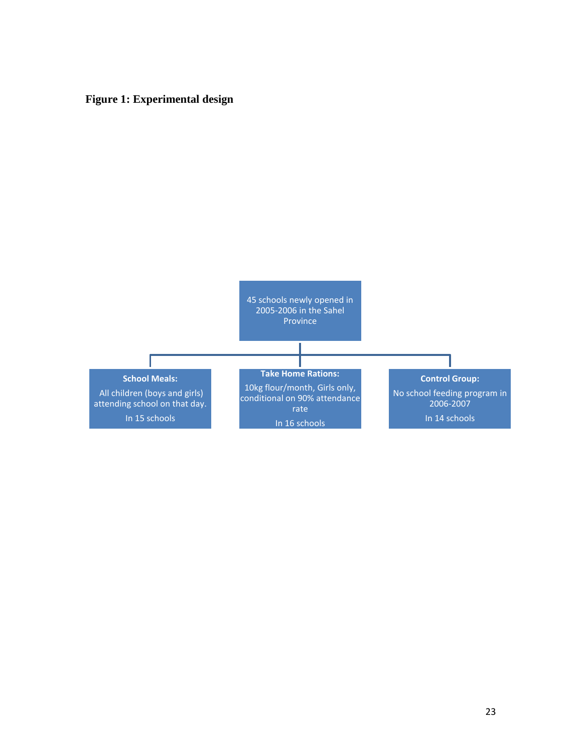**Figure 1: Experimental design**

45 schools newly opened in 2005-2006 in the Sahel Province

**School Meals:**
All children (boys and girls) attending school on that day.
In 15 schools

**Take Home Rations:**
10kg flour/month, Girls only, conditional on 90% attendance rate
In 16 schools

**Control Group:**
No school feeding program in 2006-2007
In 14 schools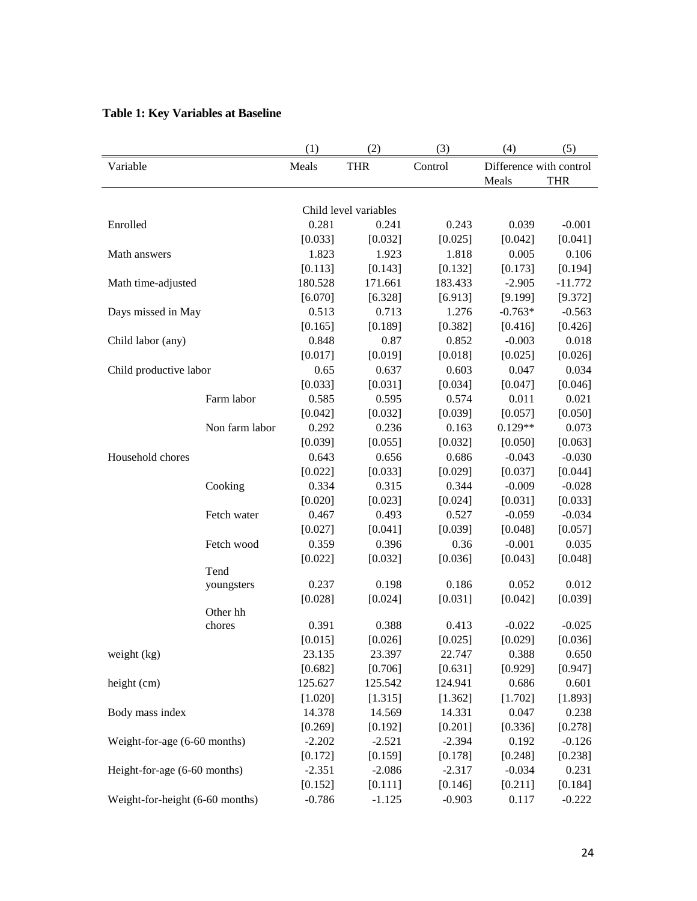**Table 1: Key Variables at Baseline**

| | (1) | (2) | (3) | (4) | (5) |
|---|---|---|---|---|---|
| Variable | Meals | THR | Control | Difference with control | |
| | | | | Meals | THR |
| | | Child level variables | | | |
| Enrolled | 0.281 | 0.241 | 0.243 | 0.039 | -0.001 |
| | [0.033] | [0.032] | [0.025] | [0.042] | [0.041] |
| Math answers | 1.823 | 1.923 | 1.818 | 0.005 | 0.106 |
| | [0.113] | [0.143] | [0.132] | [0.173] | [0.194] |
| Math time-adjusted | 180.528 | 171.661 | 183.433 | -2.905 | -11.772 |
| | [6.070] | [6.328] | [6.913] | [9.199] | [9.372] |
| Days missed in May | 0.513 | 0.713 | 1.276 | -0.763* | -0.563 |
| | [0.165] | [0.189] | [0.382] | [0.416] | [0.426] |
| Child labor (any) | 0.848 | 0.87 | 0.852 | -0.003 | 0.018 |
| | [0.017] | [0.019] | [0.018] | [0.025] | [0.026] |
| Child productive labor | 0.65 | 0.637 | 0.603 | 0.047 | 0.034 |
| | [0.033] | [0.031] | [0.034] | [0.047] | [0.046] |
| Farm labor | 0.585 | 0.595 | 0.574 | 0.011 | 0.021 |
| | [0.042] | [0.032] | [0.039] | [0.057] | [0.050] |
| Non farm labor | 0.292 | 0.236 | 0.163 | 0.129** | 0.073 |
| | [0.039] | [0.055] | [0.032] | [0.050] | [0.063] |
| Household chores | 0.643 | 0.656 | 0.686 | -0.043 | -0.030 |
| | [0.022] | [0.033] | [0.029] | [0.037] | [0.044] |
| Cooking | 0.334 | 0.315 | 0.344 | -0.009 | -0.028 |
| | [0.020] | [0.023] | [0.024] | [0.031] | [0.033] |
| Fetch water | 0.467 | 0.493 | 0.527 | -0.059 | -0.034 |
| | [0.027] | [0.041] | [0.039] | [0.048] | [0.057] |
| Fetch wood | 0.359 | 0.396 | 0.36 | -0.001 | 0.035 |
| | [0.022] | [0.032] | [0.036] | [0.043] | [0.048] |
| Tend youngsters | 0.237 | 0.198 | 0.186 | 0.052 | 0.012 |
| | [0.028] | [0.024] | [0.031] | [0.042] | [0.039] |
| Other hh chores | 0.391 | 0.388 | 0.413 | -0.022 | -0.025 |
| | [0.015] | [0.026] | [0.025] | [0.029] | [0.036] |
| weight (kg) | 23.135 | 23.397 | 22.747 | 0.388 | 0.650 |
| | [0.682] | [0.706] | [0.631] | [0.929] | [0.947] |
| height (cm) | 125.627 | 125.542 | 124.941 | 0.686 | 0.601 |
| | [1.020] | [1.315] | [1.362] | [1.702] | [1.893] |
| Body mass index | 14.378 | 14.569 | 14.331 | 0.047 | 0.238 |
| | [0.269] | [0.192] | [0.201] | [0.336] | [0.278] |
| Weight-for-age (6-60 months) | -2.202 | -2.521 | -2.394 | 0.192 | -0.126 |
| | [0.172] | [0.159] | [0.178] | [0.248] | [0.238] |
| Height-for-age (6-60 months) | -2.351 | -2.086 | -2.317 | -0.034 | 0.231 |
| | [0.152] | [0.111] | [0.146] | [0.211] | [0.184] |
| Weight-for-height (6-60 months) | -0.786 | -1.125 | -0.903 | 0.117 | -0.222 |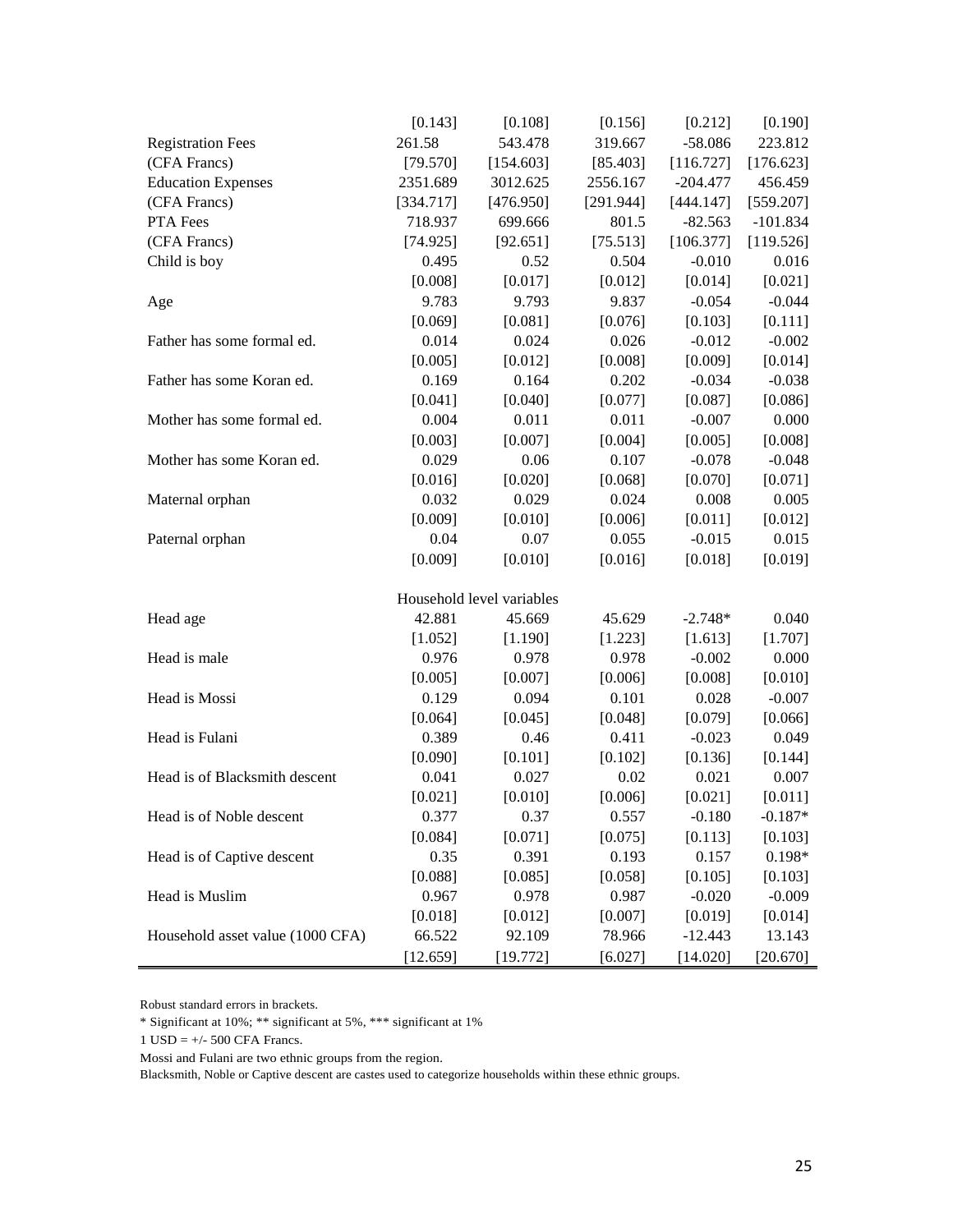| | | | | | |
|---|---|---|---|---|---|
| | [0.143] | [0.108] | [0.156] | [0.212] | [0.190] |
| Registration Fees | 261.58 | 543.478 | 319.667 | -58.086 | 223.812 |
| (CFA Francs) | [79.570] | [154.603] | [85.403] | [116.727] | [176.623] |
| Education Expenses | 2351.689 | 3012.625 | 2556.167 | -204.477 | 456.459 |
| (CFA Francs) | [334.717] | [476.950] | [291.944] | [444.147] | [559.207] |
| PTA Fees | 718.937 | 699.666 | 801.5 | -82.563 | -101.834 |
| (CFA Francs) | [74.925] | [92.651] | [75.513] | [106.377] | [119.526] |
| Child is boy | 0.495 | 0.52 | 0.504 | -0.010 | 0.016 |
| | [0.008] | [0.017] | [0.012] | [0.014] | [0.021] |
| Age | 9.783 | 9.793 | 9.837 | -0.054 | -0.044 |
| | [0.069] | [0.081] | [0.076] | [0.103] | [0.111] |
| Father has some formal ed. | 0.014 | 0.024 | 0.026 | -0.012 | -0.002 |
| | [0.005] | [0.012] | [0.008] | [0.009] | [0.014] |
| Father has some Koran ed. | 0.169 | 0.164 | 0.202 | -0.034 | -0.038 |
| | [0.041] | [0.040] | [0.077] | [0.087] | [0.086] |
| Mother has some formal ed. | 0.004 | 0.011 | 0.011 | -0.007 | 0.000 |
| | [0.003] | [0.007] | [0.004] | [0.005] | [0.008] |
| Mother has some Koran ed. | 0.029 | 0.06 | 0.107 | -0.078 | -0.048 |
| | [0.016] | [0.020] | [0.068] | [0.070] | [0.071] |
| Maternal orphan | 0.032 | 0.029 | 0.024 | 0.008 | 0.005 |
| | [0.009] | [0.010] | [0.006] | [0.011] | [0.012] |
| Paternal orphan | 0.04 | 0.07 | 0.055 | -0.015 | 0.015 |
| | [0.009] | [0.010] | [0.016] | [0.018] | [0.019] |
| | Household level variables | | | | |
| Head age | 42.881 | 45.669 | 45.629 | -2.748* | 0.040 |
| | [1.052] | [1.190] | [1.223] | [1.613] | [1.707] |
| Head is male | 0.976 | 0.978 | 0.978 | -0.002 | 0.000 |
| | [0.005] | [0.007] | [0.006] | [0.008] | [0.010] |
| Head is Mossi | 0.129 | 0.094 | 0.101 | 0.028 | -0.007 |
| | [0.064] | [0.045] | [0.048] | [0.079] | [0.066] |
| Head is Fulani | 0.389 | 0.46 | 0.411 | -0.023 | 0.049 |
| | [0.090] | [0.101] | [0.102] | [0.136] | [0.144] |
| Head is of Blacksmith descent | 0.041 | 0.027 | 0.02 | 0.021 | 0.007 |
| | [0.021] | [0.010] | [0.006] | [0.021] | [0.011] |
| Head is of Noble descent | 0.377 | 0.37 | 0.557 | -0.180 | -0.187* |
| | [0.084] | [0.071] | [0.075] | [0.113] | [0.103] |
| Head is of Captive descent | 0.35 | 0.391 | 0.193 | 0.157 | 0.198* |
| | [0.088] | [0.085] | [0.058] | [0.105] | [0.103] |
| Head is Muslim | 0.967 | 0.978 | 0.987 | -0.020 | -0.009 |
| | [0.018] | [0.012] | [0.007] | [0.019] | [0.014] |
| Household asset value (1000 CFA) | 66.522 | 92.109 | 78.966 | -12.443 | 13.143 |
| | [12.659] | [19.772] | [6.027] | [14.020] | [20.670] |

Robust standard errors in brackets.

* Significant at 10%; ** significant at 5%, *** significant at 1%

1 USD = +/- 500 CFA Francs.

Mossi and Fulani are two ethnic groups from the region.

Blacksmith, Noble or Captive descent are castes used to categorize households within these ethnic groups.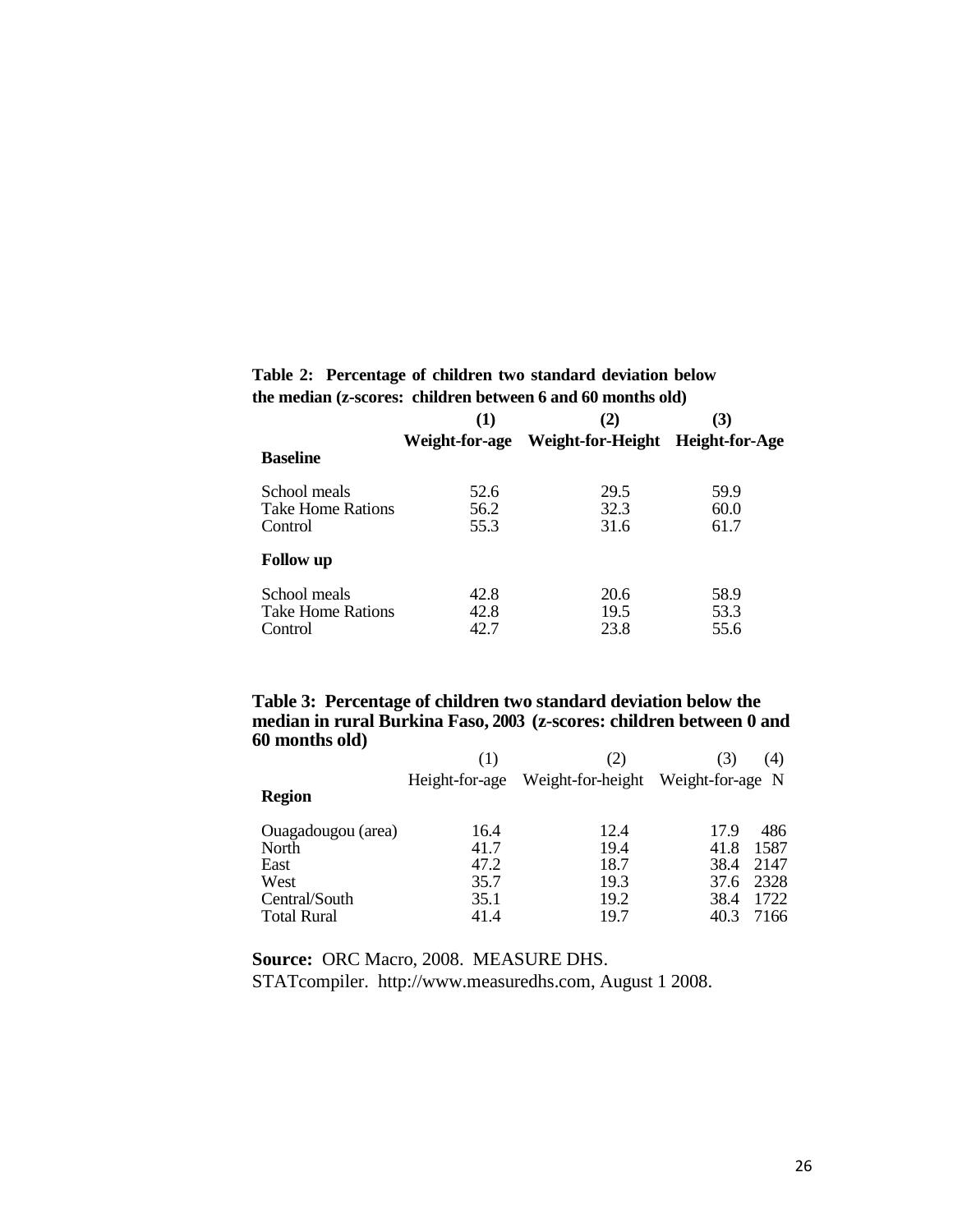**Table 2: Percentage of children two standard deviation below the median (z-scores: children between 6 and 60 months old)**

| | (1) | (2) | (3) |
|---|---|---|---|
| | **Weight-for-age** | **Weight-for-Height** | **Height-for-Age** |
| **Baseline** | | | |
| School meals | 52.6 | 29.5 | 59.9 |
| Take Home Rations | 56.2 | 32.3 | 60.0 |
| Control | 55.3 | 31.6 | 61.7 |
| **Follow up** | | | |
| School meals | 42.8 | 20.6 | 58.9 |
| Take Home Rations | 42.8 | 19.5 | 53.3 |
| Control | 42.7 | 23.8 | 55.6 |

**Table 3: Percentage of children two standard deviation below the median in rural Burkina Faso, 2003 (z-scores: children between 0 and 60 months old)**

| | (1) | (2) | (3) | (4) |
|---|---|---|---|---|
| | Height-for-age | Weight-for-height | Weight-for-age | N |
| **Region** | | | | |
| Ouagadougou (area) | 16.4 | 12.4 | 17.9 | 486 |
| North | 41.7 | 19.4 | 41.8 | 1587 |
| East | 47.2 | 18.7 | 38.4 | 2147 |
| West | 35.7 | 19.3 | 37.6 | 2328 |
| Central/South | 35.1 | 19.2 | 38.4 | 1722 |
| Total Rural | 41.4 | 19.7 | 40.3 | 7166 |

**Source:** ORC Macro, 2008. MEASURE DHS. STATcompiler. http://www.measuredhs.com, August 1 2008.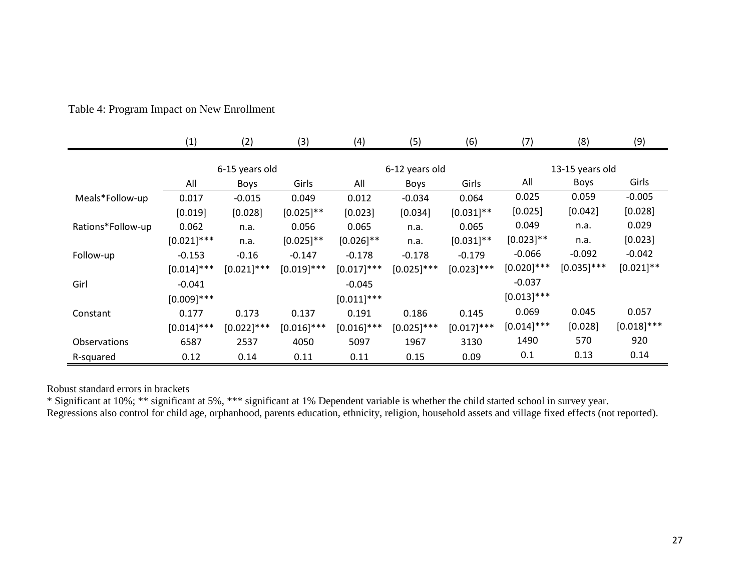Table 4: Program Impact on New Enrollment

| | (1) | (2) | (3) | (4) | (5) | (6) | (7) | (8) | (9) |
|---|---|---|---|---|---|---|---|---|---|
| | 6-15 years old | | | 6-12 years old | | | 13-15 years old | | |
| | All | Boys | Girls | All | Boys | Girls | All | Boys | Girls |
| Meals*Follow-up | 0.017 | -0.015 | 0.049 | 0.012 | -0.034 | 0.064 | 0.025 | 0.059 | -0.005 |
| | [0.019] | [0.028] | [0.025]** | [0.023] | [0.034] | [0.031]** | [0.025] | [0.042] | [0.028] |
| Rations*Follow-up | 0.062 | n.a. | 0.056 | 0.065 | n.a. | 0.065 | 0.049 | n.a. | 0.029 |
| | [0.021]*** | n.a. | [0.025]** | [0.026]** | n.a. | [0.031]** | [0.023]** | n.a. | [0.023] |
| Follow-up | -0.153 | -0.16 | -0.147 | -0.178 | -0.178 | -0.179 | -0.066 | -0.092 | -0.042 |
| | [0.014]*** | [0.021]*** | [0.019]*** | [0.017]*** | [0.025]*** | [0.023]*** | [0.020]*** | [0.035]*** | [0.021]** |
| Girl | -0.041 | | | -0.045 | | | -0.037 | | |
| | [0.009]*** | | | [0.011]*** | | | [0.013]*** | | |
| Constant | 0.177 | 0.173 | 0.137 | 0.191 | 0.186 | 0.145 | 0.069 | 0.045 | 0.057 |
| | [0.014]*** | [0.022]*** | [0.016]*** | [0.016]*** | [0.025]*** | [0.017]*** | [0.014]*** | [0.028] | [0.018]*** |
| Observations | 6587 | 2537 | 4050 | 5097 | 1967 | 3130 | 1490 | 570 | 920 |
| R-squared | 0.12 | 0.14 | 0.11 | 0.11 | 0.15 | 0.09 | 0.1 | 0.13 | 0.14 |

Robust standard errors in brackets

* Significant at 10%; ** significant at 5%, *** significant at 1% Dependent variable is whether the child started school in survey year.

Regressions also control for child age, orphanhood, parents education, ethnicity, religion, household assets and village fixed effects (not reported).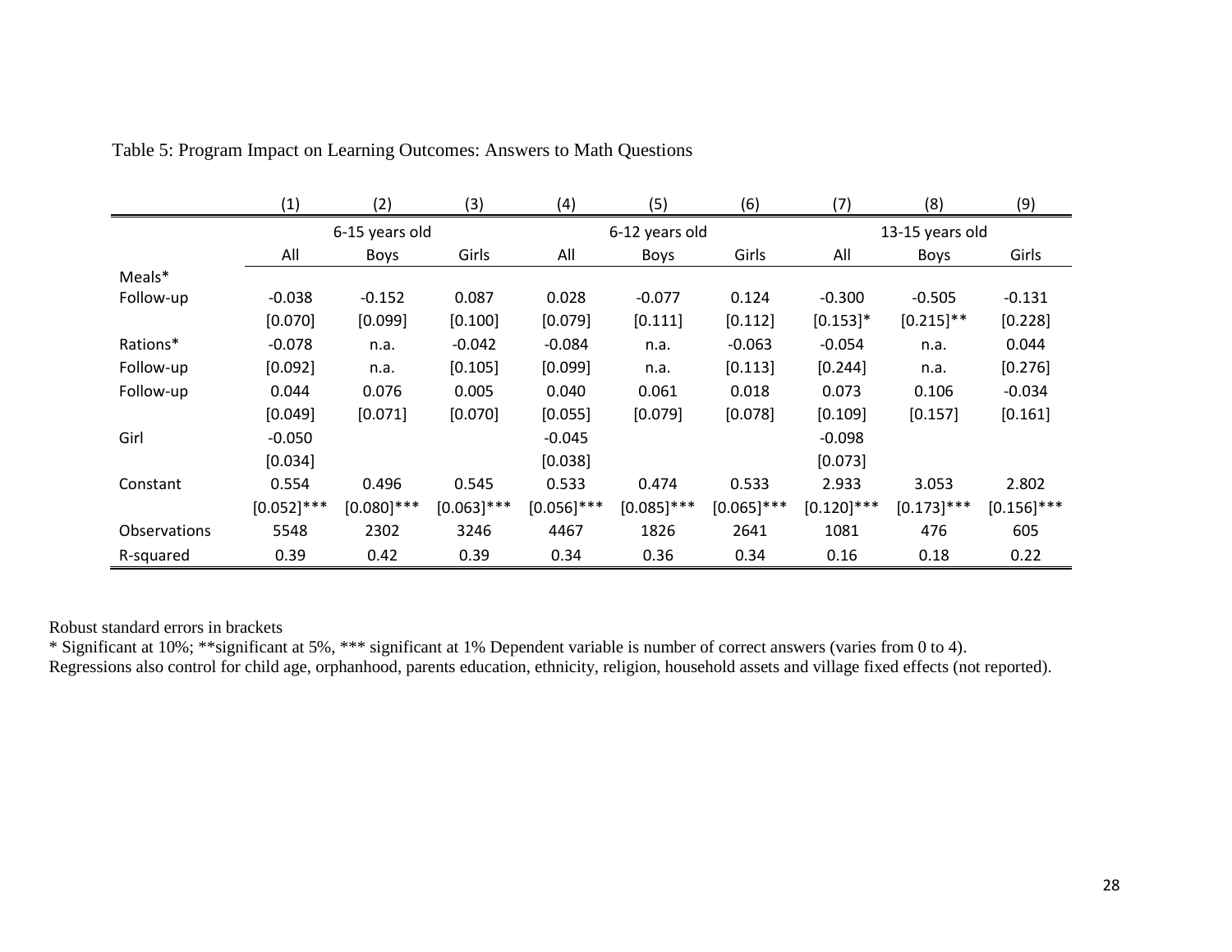Table 5: Program Impact on Learning Outcomes: Answers to Math Questions

| | (1) | (2) | (3) | (4) | (5) | (6) | (7) | (8) | (9) |
|---|---|---|---|---|---|---|---|---|---|
| | 6-15 years old | | | 6-12 years old | | | 13-15 years old | | |
| | All | Boys | Girls | All | Boys | Girls | All | Boys | Girls |
| Meals* | | | | | | | | | |
| Follow-up | -0.038 | -0.152 | 0.087 | 0.028 | -0.077 | 0.124 | -0.300 | -0.505 | -0.131 |
| | [0.070] | [0.099] | [0.100] | [0.079] | [0.111] | [0.112] | [0.153]* | [0.215]** | [0.228] |
| Rations* | -0.078 | n.a. | -0.042 | -0.084 | n.a. | -0.063 | -0.054 | n.a. | 0.044 |
| Follow-up | [0.092] | n.a. | [0.105] | [0.099] | n.a. | [0.113] | [0.244] | n.a. | [0.276] |
| Follow-up | 0.044 | 0.076 | 0.005 | 0.040 | 0.061 | 0.018 | 0.073 | 0.106 | -0.034 |
| | [0.049] | [0.071] | [0.070] | [0.055] | [0.079] | [0.078] | [0.109] | [0.157] | [0.161] |
| Girl | -0.050 | | | -0.045 | | | -0.098 | | |
| | [0.034] | | | [0.038] | | | [0.073] | | |
| Constant | 0.554 | 0.496 | 0.545 | 0.533 | 0.474 | 0.533 | 2.933 | 3.053 | 2.802 |
| | [0.052]*** | [0.080]*** | [0.063]*** | [0.056]*** | [0.085]*** | [0.065]*** | [0.120]*** | [0.173]*** | [0.156]*** |
| Observations | 5548 | 2302 | 3246 | 4467 | 1826 | 2641 | 1081 | 476 | 605 |
| R-squared | 0.39 | 0.42 | 0.39 | 0.34 | 0.36 | 0.34 | 0.16 | 0.18 | 0.22 |

Robust standard errors in brackets

* Significant at 10%; **significant at 5%, *** significant at 1% Dependent variable is number of correct answers (varies from 0 to 4).

Regressions also control for child age, orphanhood, parents education, ethnicity, religion, household assets and village fixed effects (not reported).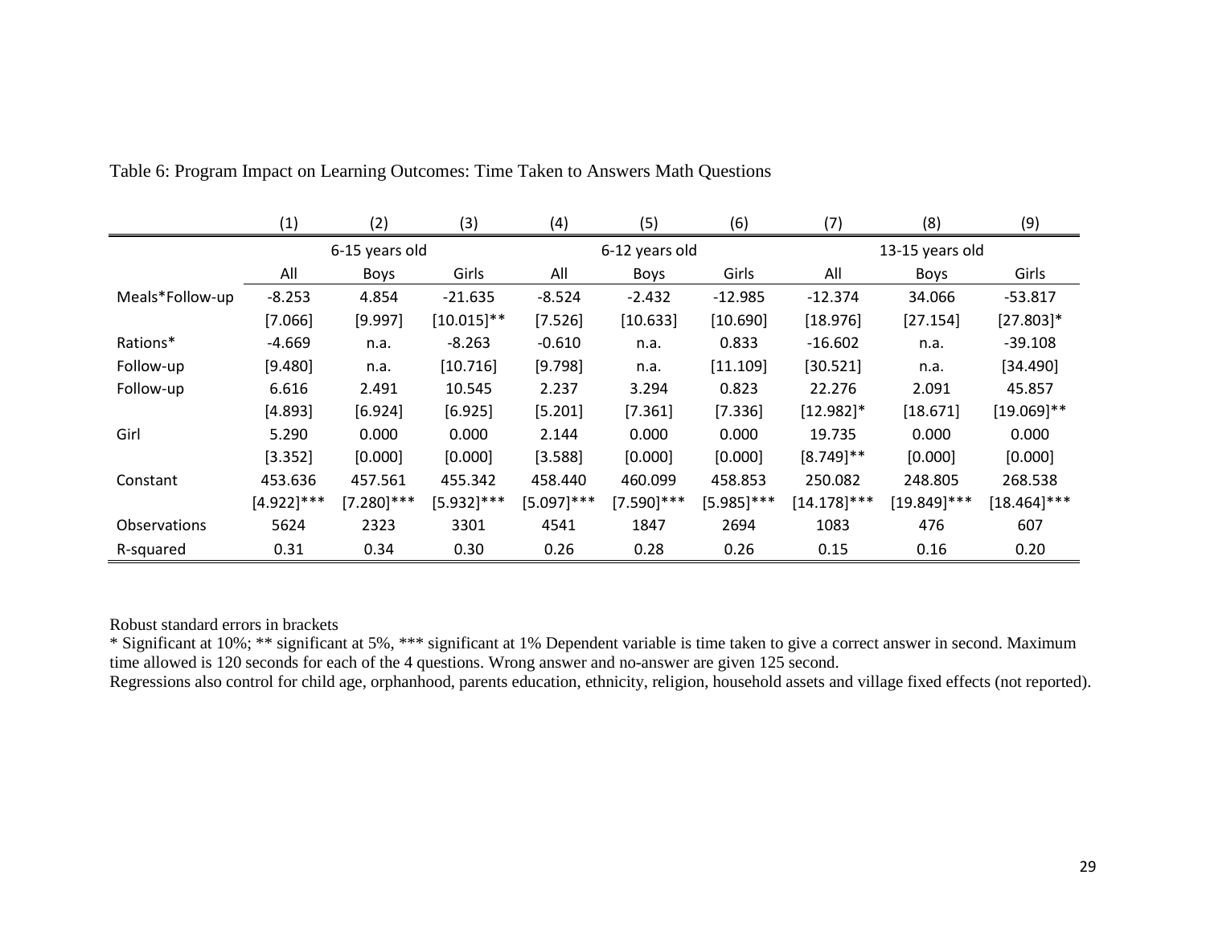Table 6: Program Impact on Learning Outcomes: Time Taken to Answers Math Questions

| | (1) | (2) | (3) | (4) | (5) | (6) | (7) | (8) | (9) |
|---|---|---|---|---|---|---|---|---|---|
| | 6-15 years old | | | 6-12 years old | | | 13-15 years old | | |
| | All | Boys | Girls | All | Boys | Girls | All | Boys | Girls |
| Meals*Follow-up | -8.253 | 4.854 | -21.635 | -8.524 | -2.432 | -12.985 | -12.374 | 34.066 | -53.817 |
| | [7.066] | [9.997] | [10.015]** | [7.526] | [10.633] | [10.690] | [18.976] | [27.154] | [27.803]* |
| Rations* | -4.669 | n.a. | -8.263 | -0.610 | n.a. | 0.833 | -16.602 | n.a. | -39.108 |
| Follow-up | [9.480] | n.a. | [10.716] | [9.798] | n.a. | [11.109] | [30.521] | n.a. | [34.490] |
| Follow-up | 6.616 | 2.491 | 10.545 | 2.237 | 3.294 | 0.823 | 22.276 | 2.091 | 45.857 |
| | [4.893] | [6.924] | [6.925] | [5.201] | [7.361] | [7.336] | [12.982]* | [18.671] | [19.069]** |
| Girl | 5.290 | 0.000 | 0.000 | 2.144 | 0.000 | 0.000 | 19.735 | 0.000 | 0.000 |
| | [3.352] | [0.000] | [0.000] | [3.588] | [0.000] | [0.000] | [8.749]** | [0.000] | [0.000] |
| Constant | 453.636 | 457.561 | 455.342 | 458.440 | 460.099 | 458.853 | 250.082 | 248.805 | 268.538 |
| | [4.922]*** | [7.280]*** | [5.932]*** | [5.097]*** | [7.590]*** | [5.985]*** | [14.178]*** | [19.849]*** | [18.464]*** |
| Observations | 5624 | 2323 | 3301 | 4541 | 1847 | 2694 | 1083 | 476 | 607 |
| R-squared | 0.31 | 0.34 | 0.30 | 0.26 | 0.28 | 0.26 | 0.15 | 0.16 | 0.20 |

Robust standard errors in brackets
* Significant at 10%; ** significant at 5%, *** significant at 1% Dependent variable is time taken to give a correct answer in second. Maximum time allowed is 120 seconds for each of the 4 questions. Wrong answer and no-answer are given 125 second.
Regressions also control for child age, orphanhood, parents education, ethnicity, religion, household assets and village fixed effects (not reported).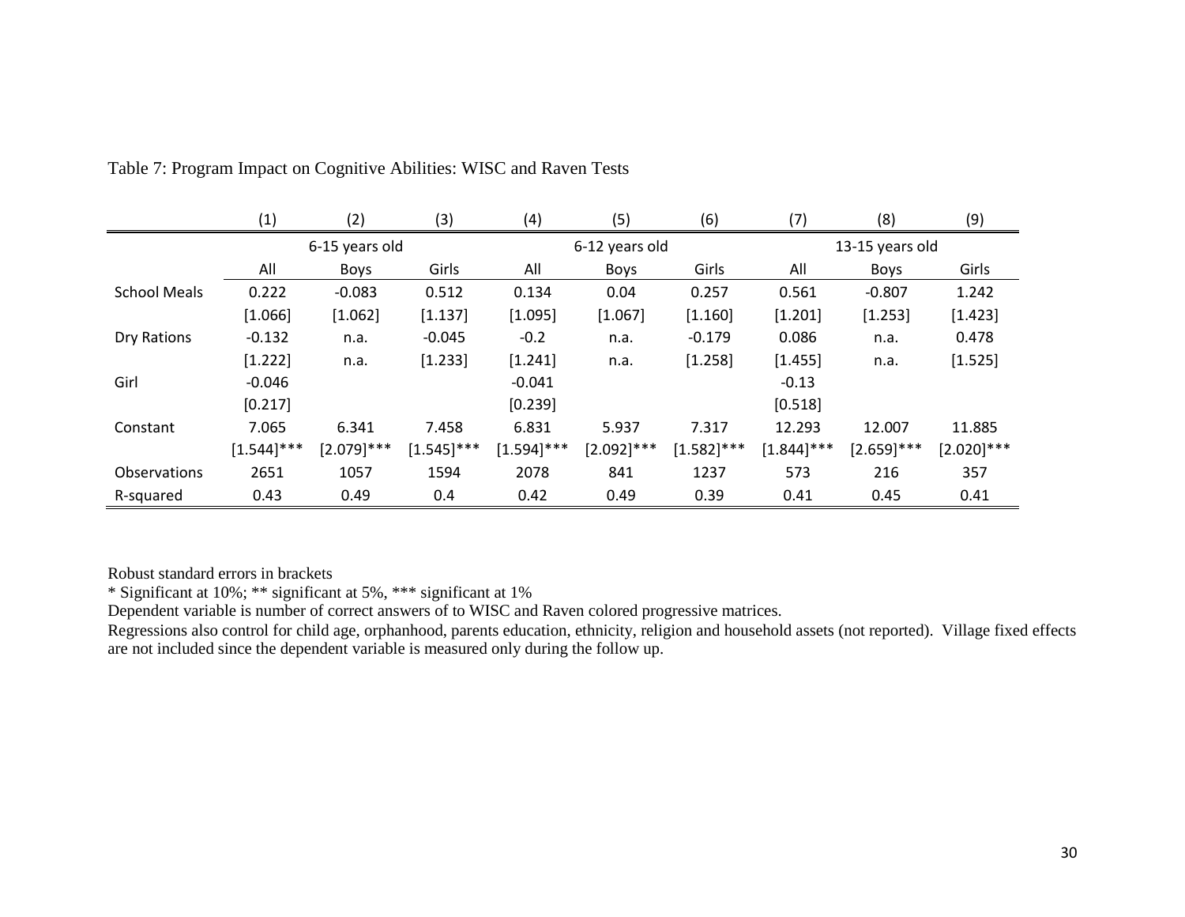Table 7: Program Impact on Cognitive Abilities: WISC and Raven Tests

| | (1) | (2) | (3) | (4) | (5) | (6) | (7) | (8) | (9) |
|---|---|---|---|---|---|---|---|---|---|
| | 6-15 years old | | | 6-12 years old | | | 13-15 years old | | |
| | All | Boys | Girls | All | Boys | Girls | All | Boys | Girls |
| School Meals | 0.222 | -0.083 | 0.512 | 0.134 | 0.04 | 0.257 | 0.561 | -0.807 | 1.242 |
| | [1.066] | [1.062] | [1.137] | [1.095] | [1.067] | [1.160] | [1.201] | [1.253] | [1.423] |
| Dry Rations | -0.132 | n.a. | -0.045 | -0.2 | n.a. | -0.179 | 0.086 | n.a. | 0.478 |
| | [1.222] | n.a. | [1.233] | [1.241] | n.a. | [1.258] | [1.455] | n.a. | [1.525] |
| Girl | -0.046 | | | -0.041 | | | -0.13 | | |
| | [0.217] | | | [0.239] | | | [0.518] | | |
| Constant | 7.065 | 6.341 | 7.458 | 6.831 | 5.937 | 7.317 | 12.293 | 12.007 | 11.885 |
| | [1.544]*** | [2.079]*** | [1.545]*** | [1.594]*** | [2.092]*** | [1.582]*** | [1.844]*** | [2.659]*** | [2.020]*** |
| Observations | 2651 | 1057 | 1594 | 2078 | 841 | 1237 | 573 | 216 | 357 |
| R-squared | 0.43 | 0.49 | 0.4 | 0.42 | 0.49 | 0.39 | 0.41 | 0.45 | 0.41 |

Robust standard errors in brackets

* Significant at 10%; ** significant at 5%, *** significant at 1%

Dependent variable is number of correct answers of to WISC and Raven colored progressive matrices.

Regressions also control for child age, orphanhood, parents education, ethnicity, religion and household assets (not reported). Village fixed effects are not included since the dependent variable is measured only during the follow up.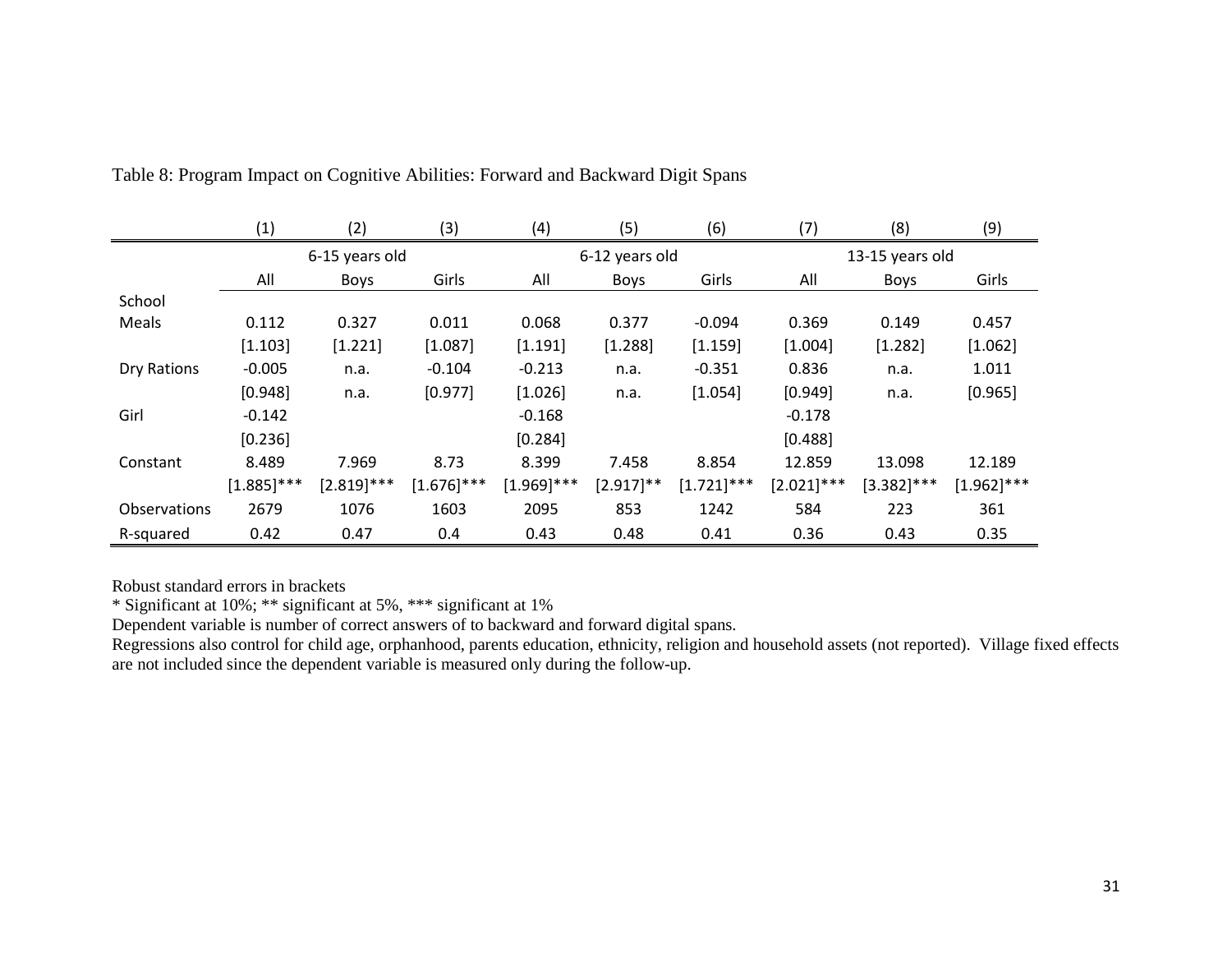Table 8: Program Impact on Cognitive Abilities: Forward and Backward Digit Spans

| | (1) | (2) | (3) | (4) | (5) | (6) | (7) | (8) | (9) |
|---|---|---|---|---|---|---|---|---|---|
| | 6-15 years old | | | 6-12 years old | | | 13-15 years old | | |
| | All | Boys | Girls | All | Boys | Girls | All | Boys | Girls |
| School Meals | 0.112 | 0.327 | 0.011 | 0.068 | 0.377 | -0.094 | 0.369 | 0.149 | 0.457 |
| | [1.103] | [1.221] | [1.087] | [1.191] | [1.288] | [1.159] | [1.004] | [1.282] | [1.062] |
| Dry Rations | -0.005 | n.a. | -0.104 | -0.213 | n.a. | -0.351 | 0.836 | n.a. | 1.011 |
| | [0.948] | n.a. | [0.977] | [1.026] | n.a. | [1.054] | [0.949] | n.a. | [0.965] |
| Girl | -0.142 | | | -0.168 | | | -0.178 | | |
| | [0.236] | | | [0.284] | | | [0.488] | | |
| Constant | 8.489 | 7.969 | 8.73 | 8.399 | 7.458 | 8.854 | 12.859 | 13.098 | 12.189 |
| | [1.885]*** | [2.819]*** | [1.676]*** | [1.969]*** | [2.917]** | [1.721]*** | [2.021]*** | [3.382]*** | [1.962]*** |
| Observations | 2679 | 1076 | 1603 | 2095 | 853 | 1242 | 584 | 223 | 361 |
| R-squared | 0.42 | 0.47 | 0.4 | 0.43 | 0.48 | 0.41 | 0.36 | 0.43 | 0.35 |

Robust standard errors in brackets

* Significant at 10%; ** significant at 5%, *** significant at 1%

Dependent variable is number of correct answers of to backward and forward digital spans.

Regressions also control for child age, orphanhood, parents education, ethnicity, religion and household assets (not reported). Village fixed effects are not included since the dependent variable is measured only during the follow-up.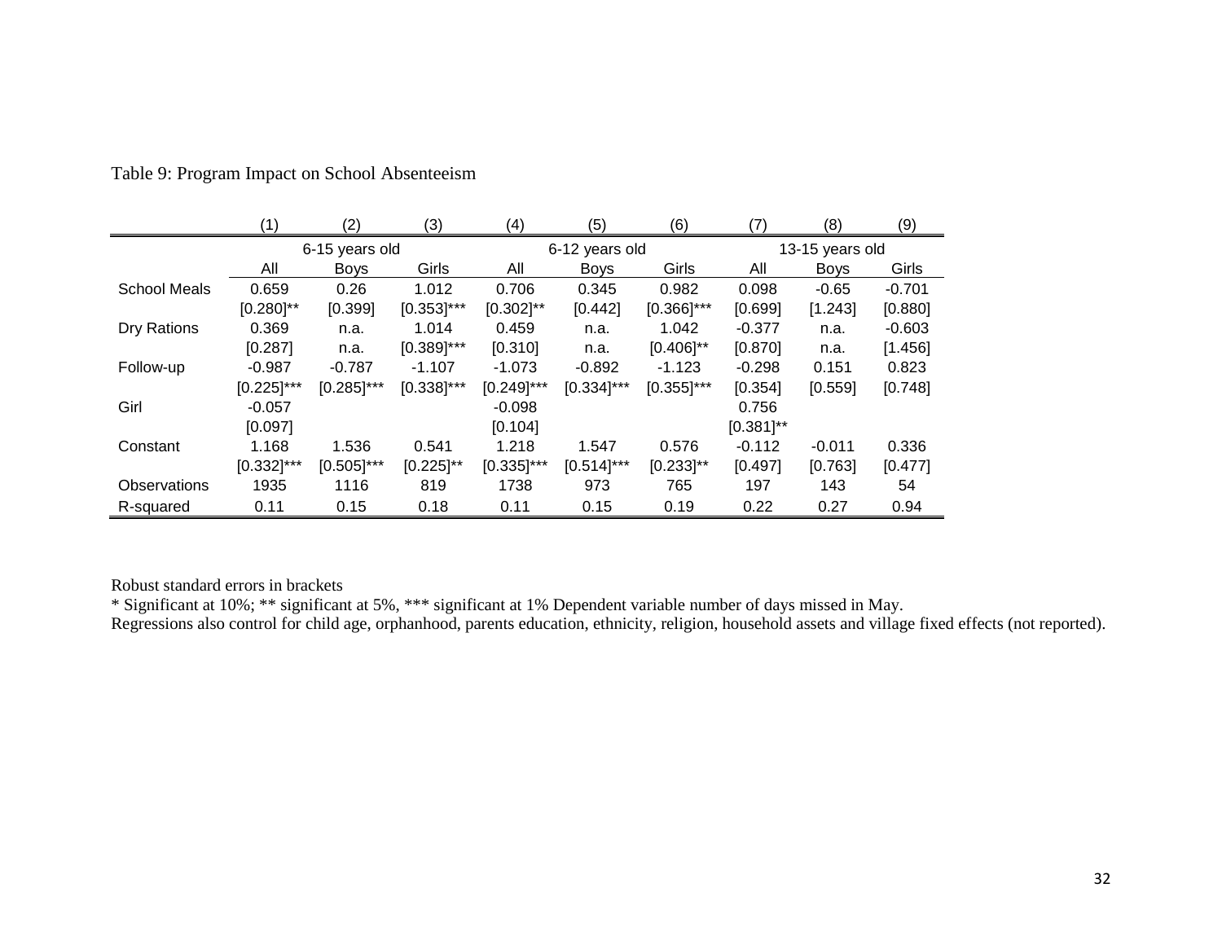Table 9: Program Impact on School Absenteeism

| | (1) | (2) | (3) | (4) | (5) | (6) | (7) | (8) | (9) |
|---|---|---|---|---|---|---|---|---|---|
| | 6-15 years old | | | 6-12 years old | | | 13-15 years old | | |
| | All | Boys | Girls | All | Boys | Girls | All | Boys | Girls |
| School Meals | 0.659 | 0.26 | 1.012 | 0.706 | 0.345 | 0.982 | 0.098 | -0.65 | -0.701 |
| | [0.280]** | [0.399] | [0.353]*** | [0.302]** | [0.442] | [0.366]*** | [0.699] | [1.243] | [0.880] |
| Dry Rations | 0.369 | n.a. | 1.014 | 0.459 | n.a. | 1.042 | -0.377 | n.a. | -0.603 |
| | [0.287] | n.a. | [0.389]*** | [0.310] | n.a. | [0.406]** | [0.870] | n.a. | [1.456] |
| Follow-up | -0.987 | -0.787 | -1.107 | -1.073 | -0.892 | -1.123 | -0.298 | 0.151 | 0.823 |
| | [0.225]*** | [0.285]*** | [0.338]*** | [0.249]*** | [0.334]*** | [0.355]*** | [0.354] | [0.559] | [0.748] |
| Girl | -0.057 | | | -0.098 | | | 0.756 | | |
| | [0.097] | | | [0.104] | | | [0.381]** | | |
| Constant | 1.168 | 1.536 | 0.541 | 1.218 | 1.547 | 0.576 | -0.112 | -0.011 | 0.336 |
| | [0.332]*** | [0.505]*** | [0.225]** | [0.335]*** | [0.514]*** | [0.233]** | [0.497] | [0.763] | [0.477] |
| Observations | 1935 | 1116 | 819 | 1738 | 973 | 765 | 197 | 143 | 54 |
| R-squared | 0.11 | 0.15 | 0.18 | 0.11 | 0.15 | 0.19 | 0.22 | 0.27 | 0.94 |

Robust standard errors in brackets

* Significant at 10%; ** significant at 5%, *** significant at 1% Dependent variable number of days missed in May.

Regressions also control for child age, orphanhood, parents education, ethnicity, religion, household assets and village fixed effects (not reported).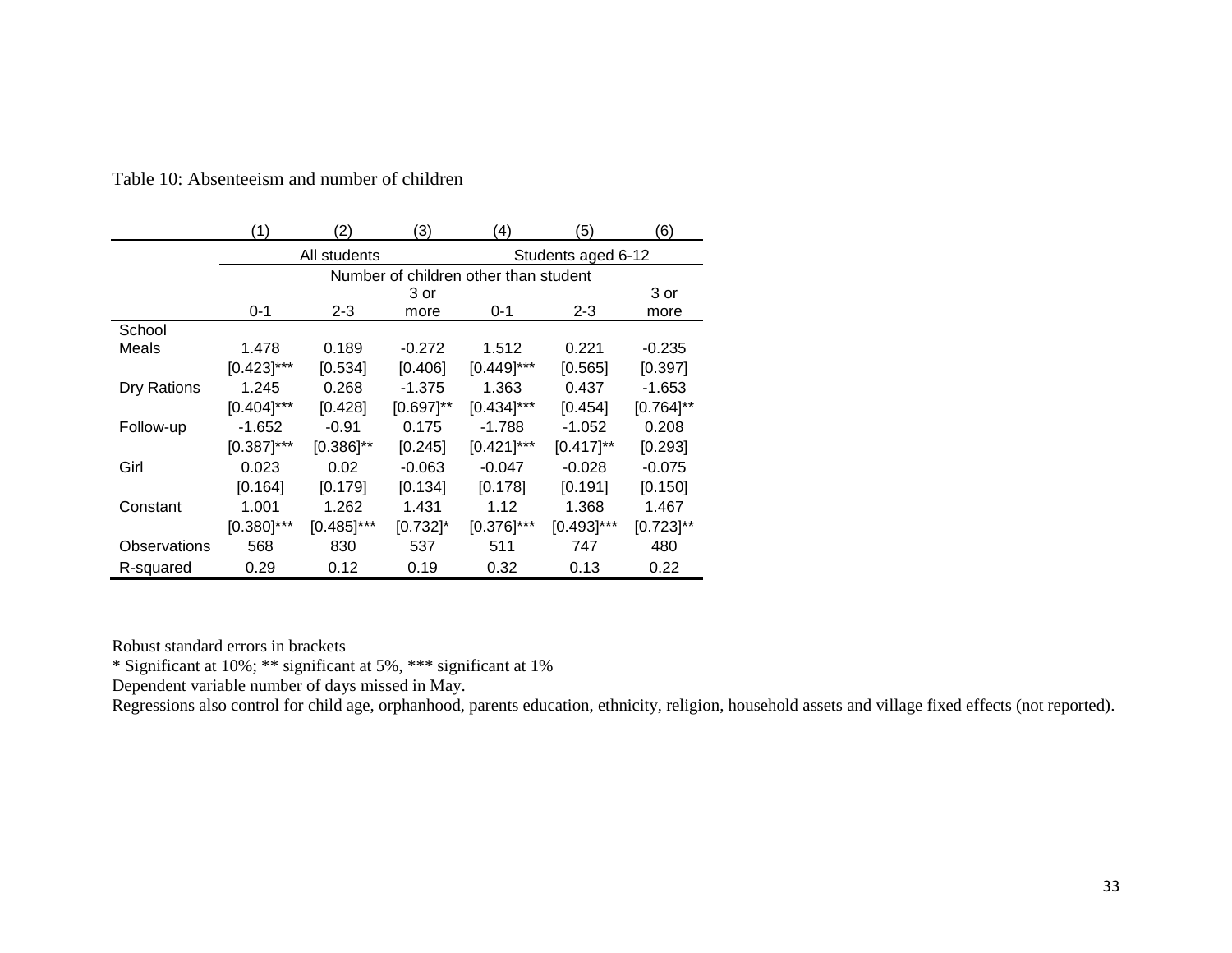Table 10: Absenteeism and number of children

| | (1) | (2) | (3) | (4) | (5) | (6) |
|---|---|---|---|---|---|---|
| | All students | | | Students aged 6-12 | | |
| | Number of children other than student | | | | | |
| | 0-1 | 2-3 | 3 or more | 0-1 | 2-3 | 3 or more |
| School Meals | 1.478 | 0.189 | -0.272 | 1.512 | 0.221 | -0.235 |
| | [0.423]*** | [0.534] | [0.406] | [0.449]*** | [0.565] | [0.397] |
| Dry Rations | 1.245 | 0.268 | -1.375 | 1.363 | 0.437 | -1.653 |
| | [0.404]*** | [0.428] | [0.697]** | [0.434]*** | [0.454] | [0.764]** |
| Follow-up | -1.652 | -0.91 | 0.175 | -1.788 | -1.052 | 0.208 |
| | [0.387]*** | [0.386]** | [0.245] | [0.421]*** | [0.417]** | [0.293] |
| Girl | 0.023 | 0.02 | -0.063 | -0.047 | -0.028 | -0.075 |
| | [0.164] | [0.179] | [0.134] | [0.178] | [0.191] | [0.150] |
| Constant | 1.001 | 1.262 | 1.431 | 1.12 | 1.368 | 1.467 |
| | [0.380]*** | [0.485]*** | [0.732]* | [0.376]*** | [0.493]*** | [0.723]** |
| Observations | 568 | 830 | 537 | 511 | 747 | 480 |
| R-squared | 0.29 | 0.12 | 0.19 | 0.32 | 0.13 | 0.22 |

Robust standard errors in brackets
* Significant at 10%; ** significant at 5%, *** significant at 1%
Dependent variable number of days missed in May.
Regressions also control for child age, orphanhood, parents education, ethnicity, religion, household assets and village fixed effects (not reported).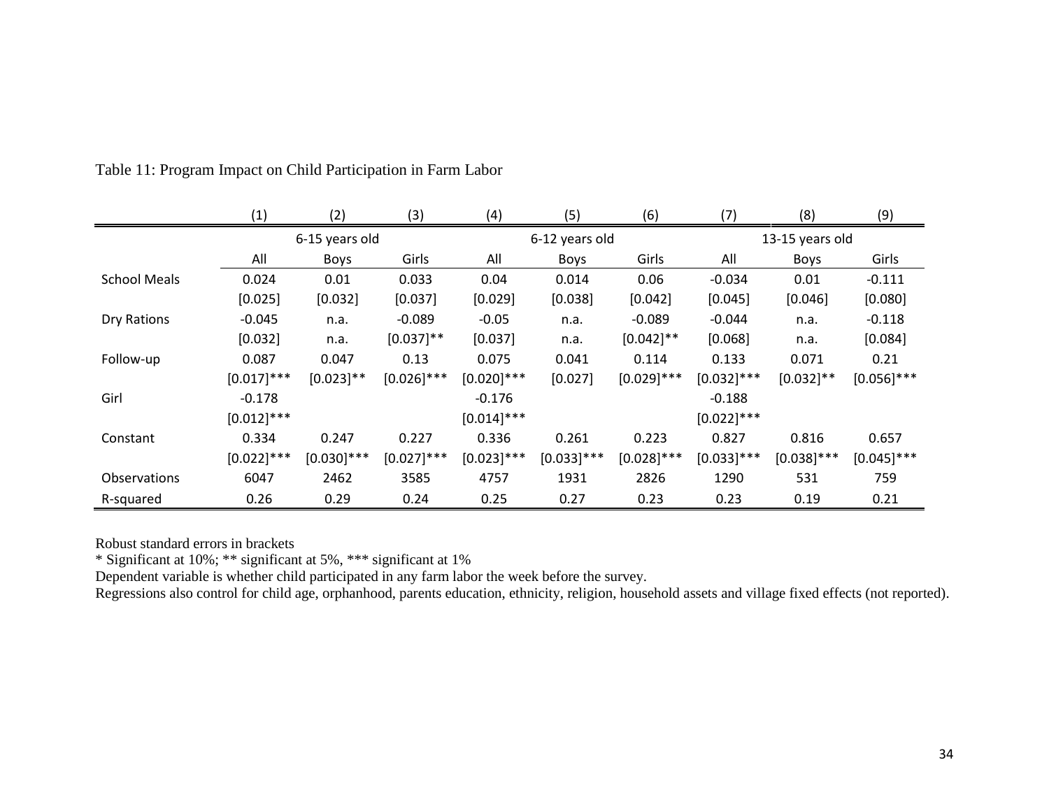Table 11: Program Impact on Child Participation in Farm Labor

| | (1) | (2) | (3) | (4) | (5) | (6) | (7) | (8) | (9) |
|---|---|---|---|---|---|---|---|---|---|
| | 6-15 years old | | | 6-12 years old | | | 13-15 years old | | |
| | All | Boys | Girls | All | Boys | Girls | All | Boys | Girls |
| School Meals | 0.024 | 0.01 | 0.033 | 0.04 | 0.014 | 0.06 | -0.034 | 0.01 | -0.111 |
| | [0.025] | [0.032] | [0.037] | [0.029] | [0.038] | [0.042] | [0.045] | [0.046] | [0.080] |
| Dry Rations | -0.045 | n.a. | -0.089 | -0.05 | n.a. | -0.089 | -0.044 | n.a. | -0.118 |
| | [0.032] | n.a. | [0.037]** | [0.037] | n.a. | [0.042]** | [0.068] | n.a. | [0.084] |
| Follow-up | 0.087 | 0.047 | 0.13 | 0.075 | 0.041 | 0.114 | 0.133 | 0.071 | 0.21 |
| | [0.017]*** | [0.023]** | [0.026]*** | [0.020]*** | [0.027] | [0.029]*** | [0.032]*** | [0.032]** | [0.056]*** |
| Girl | -0.178 | | | -0.176 | | | -0.188 | | |
| | [0.012]*** | | | [0.014]*** | | | [0.022]*** | | |
| Constant | 0.334 | 0.247 | 0.227 | 0.336 | 0.261 | 0.223 | 0.827 | 0.816 | 0.657 |
| | [0.022]*** | [0.030]*** | [0.027]*** | [0.023]*** | [0.033]*** | [0.028]*** | [0.033]*** | [0.038]*** | [0.045]*** |
| Observations | 6047 | 2462 | 3585 | 4757 | 1931 | 2826 | 1290 | 531 | 759 |
| R-squared | 0.26 | 0.29 | 0.24 | 0.25 | 0.27 | 0.23 | 0.23 | 0.19 | 0.21 |

Robust standard errors in brackets

* Significant at 10%; ** significant at 5%, *** significant at 1%

Dependent variable is whether child participated in any farm labor the week before the survey.

Regressions also control for child age, orphanhood, parents education, ethnicity, religion, household assets and village fixed effects (not reported).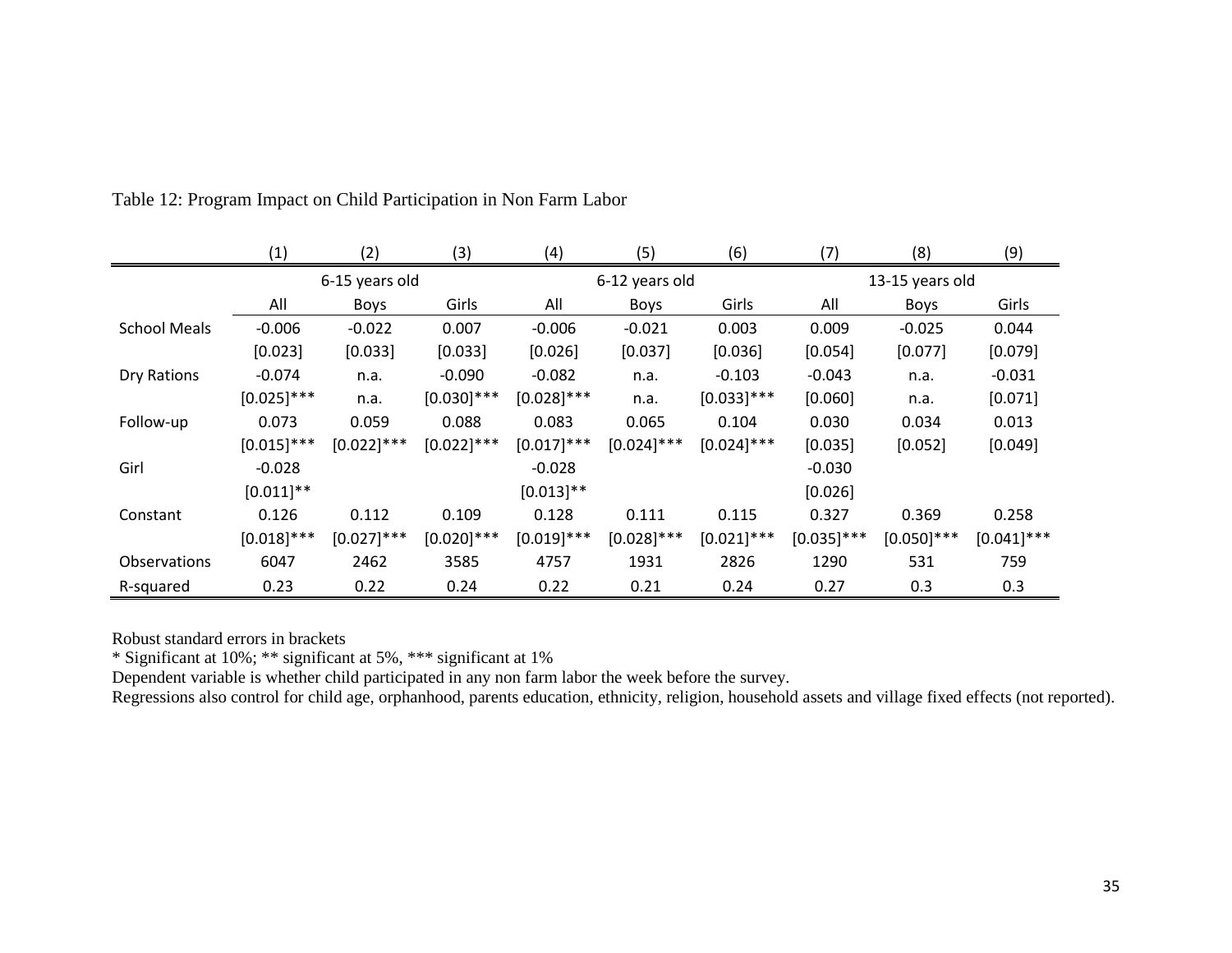Table 12: Program Impact on Child Participation in Non Farm Labor

| | (1) | (2) | (3) | (4) | (5) | (6) | (7) | (8) | (9) |
|---|---|---|---|---|---|---|---|---|---|
| | 6-15 years old | | | 6-12 years old | | | 13-15 years old | | |
| | All | Boys | Girls | All | Boys | Girls | All | Boys | Girls |
| School Meals | -0.006 | -0.022 | 0.007 | -0.006 | -0.021 | 0.003 | 0.009 | -0.025 | 0.044 |
| | [0.023] | [0.033] | [0.033] | [0.026] | [0.037] | [0.036] | [0.054] | [0.077] | [0.079] |
| Dry Rations | -0.074 | n.a. | -0.090 | -0.082 | n.a. | -0.103 | -0.043 | n.a. | -0.031 |
| | [0.025]*** | n.a. | [0.030]*** | [0.028]*** | n.a. | [0.033]*** | [0.060] | n.a. | [0.071] |
| Follow-up | 0.073 | 0.059 | 0.088 | 0.083 | 0.065 | 0.104 | 0.030 | 0.034 | 0.013 |
| | [0.015]*** | [0.022]*** | [0.022]*** | [0.017]*** | [0.024]*** | [0.024]*** | [0.035] | [0.052] | [0.049] |
| Girl | -0.028 | | | -0.028 | | | -0.030 | | |
| | [0.011]** | | | [0.013]** | | | [0.026] | | |
| Constant | 0.126 | 0.112 | 0.109 | 0.128 | 0.111 | 0.115 | 0.327 | 0.369 | 0.258 |
| | [0.018]*** | [0.027]*** | [0.020]*** | [0.019]*** | [0.028]*** | [0.021]*** | [0.035]*** | [0.050]*** | [0.041]*** |
| Observations | 6047 | 2462 | 3585 | 4757 | 1931 | 2826 | 1290 | 531 | 759 |
| R-squared | 0.23 | 0.22 | 0.24 | 0.22 | 0.21 | 0.24 | 0.27 | 0.3 | 0.3 |

Robust standard errors in brackets

* Significant at 10%; ** significant at 5%, *** significant at 1%

Dependent variable is whether child participated in any non farm labor the week before the survey.

Regressions also control for child age, orphanhood, parents education, ethnicity, religion, household assets and village fixed effects (not reported).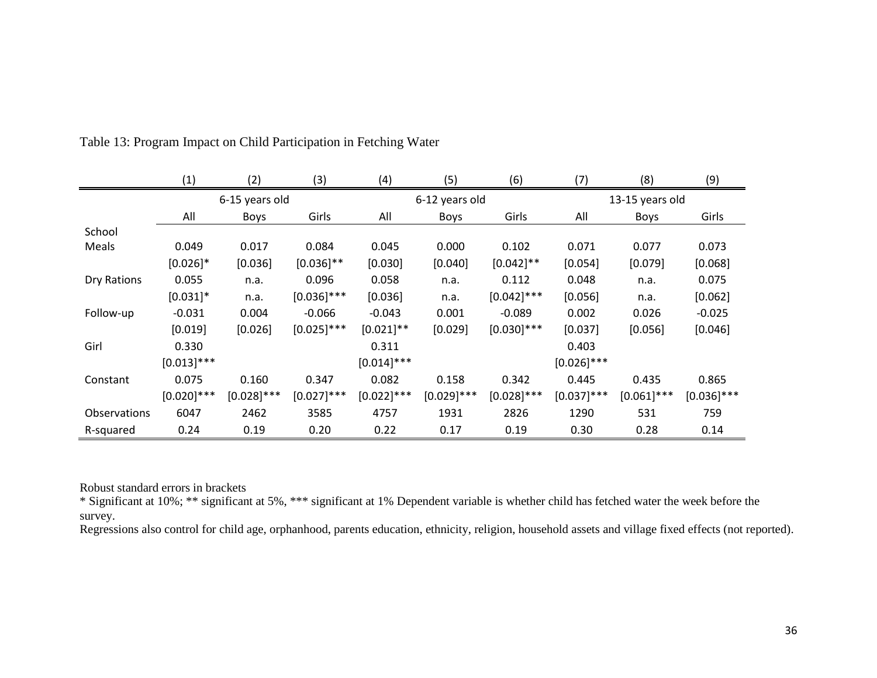Table 13: Program Impact on Child Participation in Fetching Water

| | (1) | (2) | (3) | (4) | (5) | (6) | (7) | (8) | (9) |
|---|---|---|---|---|---|---|---|---|---|
| | 6-15 years old | | | 6-12 years old | | | 13-15 years old | | |
| | All | Boys | Girls | All | Boys | Girls | All | Boys | Girls |
| School Meals | 0.049 | 0.017 | 0.084 | 0.045 | 0.000 | 0.102 | 0.071 | 0.077 | 0.073 |
| | [0.026]* | [0.036] | [0.036]** | [0.030] | [0.040] | [0.042]** | [0.054] | [0.079] | [0.068] |
| Dry Rations | 0.055 | n.a. | 0.096 | 0.058 | n.a. | 0.112 | 0.048 | n.a. | 0.075 |
| | [0.031]* | n.a. | [0.036]*** | [0.036] | n.a. | [0.042]*** | [0.056] | n.a. | [0.062] |
| Follow-up | -0.031 | 0.004 | -0.066 | -0.043 | 0.001 | -0.089 | 0.002 | 0.026 | -0.025 |
| | [0.019] | [0.026] | [0.025]*** | [0.021]** | [0.029] | [0.030]*** | [0.037] | [0.056] | [0.046] |
| Girl | 0.330 | | | 0.311 | | | 0.403 | | |
| | [0.013]*** | | | [0.014]*** | | | [0.026]*** | | |
| Constant | 0.075 | 0.160 | 0.347 | 0.082 | 0.158 | 0.342 | 0.445 | 0.435 | 0.865 |
| | [0.020]*** | [0.028]*** | [0.027]*** | [0.022]*** | [0.029]*** | [0.028]*** | [0.037]*** | [0.061]*** | [0.036]*** |
| Observations | 6047 | 2462 | 3585 | 4757 | 1931 | 2826 | 1290 | 531 | 759 |
| R-squared | 0.24 | 0.19 | 0.20 | 0.22 | 0.17 | 0.19 | 0.30 | 0.28 | 0.14 |

Robust standard errors in brackets

* Significant at 10%; ** significant at 5%, *** significant at 1% Dependent variable is whether child has fetched water the week before the survey.

Regressions also control for child age, orphanhood, parents education, ethnicity, religion, household assets and village fixed effects (not reported).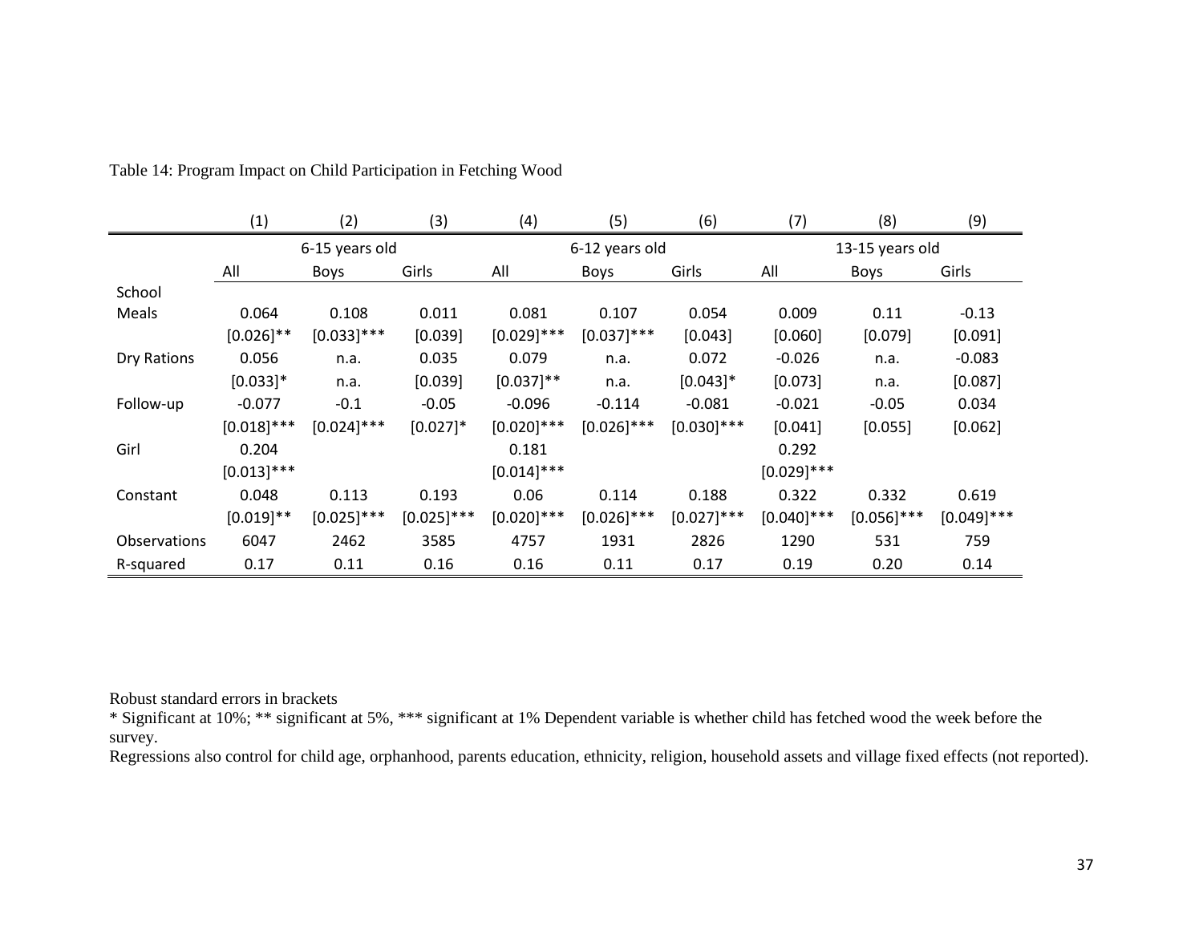Table 14: Program Impact on Child Participation in Fetching Wood

| | (1) | (2) | (3) | (4) | (5) | (6) | (7) | (8) | (9) |
|---|---|---|---|---|---|---|---|---|---|
| | 6-15 years old | | | 6-12 years old | | | 13-15 years old | | |
| | All | Boys | Girls | All | Boys | Girls | All | Boys | Girls |
| School Meals | 0.064 | 0.108 | 0.011 | 0.081 | 0.107 | 0.054 | 0.009 | 0.11 | -0.13 |
| | [0.026]** | [0.033]*** | [0.039] | [0.029]*** | [0.037]*** | [0.043] | [0.060] | [0.079] | [0.091] |
| Dry Rations | 0.056 | n.a. | 0.035 | 0.079 | n.a. | 0.072 | -0.026 | n.a. | -0.083 |
| | [0.033]* | n.a. | [0.039] | [0.037]** | n.a. | [0.043]* | [0.073] | n.a. | [0.087] |
| Follow-up | -0.077 | -0.1 | -0.05 | -0.096 | -0.114 | -0.081 | -0.021 | -0.05 | 0.034 |
| | [0.018]*** | [0.024]*** | [0.027]* | [0.020]*** | [0.026]*** | [0.030]*** | [0.041] | [0.055] | [0.062] |
| Girl | 0.204 | | | 0.181 | | | 0.292 | | |
| | [0.013]*** | | | [0.014]*** | | | [0.029]*** | | |
| Constant | 0.048 | 0.113 | 0.193 | 0.06 | 0.114 | 0.188 | 0.322 | 0.332 | 0.619 |
| | [0.019]** | [0.025]*** | [0.025]*** | [0.020]*** | [0.026]*** | [0.027]*** | [0.040]*** | [0.056]*** | [0.049]*** |
| Observations | 6047 | 2462 | 3585 | 4757 | 1931 | 2826 | 1290 | 531 | 759 |
| R-squared | 0.17 | 0.11 | 0.16 | 0.16 | 0.11 | 0.17 | 0.19 | 0.20 | 0.14 |

Robust standard errors in brackets
* Significant at 10%; ** significant at 5%, *** significant at 1% Dependent variable is whether child has fetched wood the week before the survey.
Regressions also control for child age, orphanhood, parents education, ethnicity, religion, household assets and village fixed effects (not reported).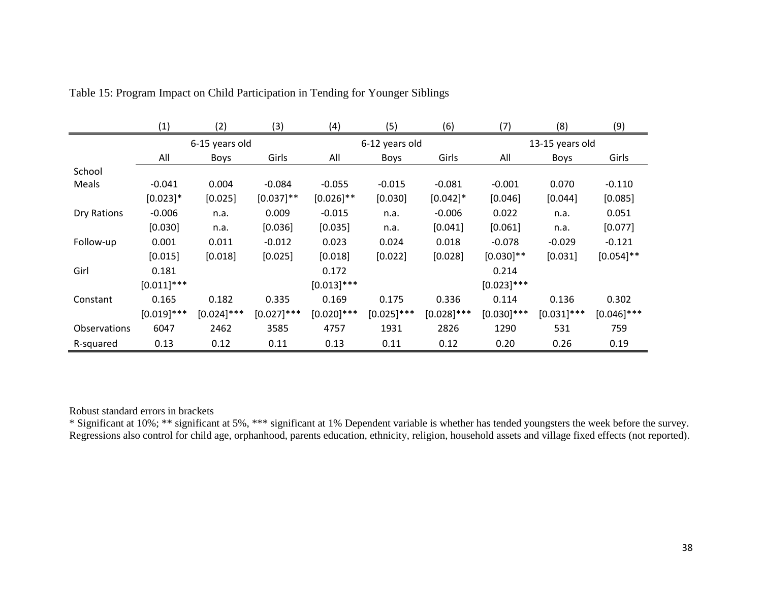Table 15: Program Impact on Child Participation in Tending for Younger Siblings

| | (1) | (2) | (3) | (4) | (5) | (6) | (7) | (8) | (9) |
|---|---|---|---|---|---|---|---|---|---|
| | 6-15 years old | | | 6-12 years old | | | 13-15 years old | | |
| | All | Boys | Girls | All | Boys | Girls | All | Boys | Girls |
| School Meals | -0.041 | 0.004 | -0.084 | -0.055 | -0.015 | -0.081 | -0.001 | 0.070 | -0.110 |
| | [0.023]* | [0.025] | [0.037]** | [0.026]** | [0.030] | [0.042]* | [0.046] | [0.044] | [0.085] |
| Dry Rations | -0.006 | n.a. | 0.009 | -0.015 | n.a. | -0.006 | 0.022 | n.a. | 0.051 |
| | [0.030] | n.a. | [0.036] | [0.035] | n.a. | [0.041] | [0.061] | n.a. | [0.077] |
| Follow-up | 0.001 | 0.011 | -0.012 | 0.023 | 0.024 | 0.018 | -0.078 | -0.029 | -0.121 |
| | [0.015] | [0.018] | [0.025] | [0.018] | [0.022] | [0.028] | [0.030]** | [0.031] | [0.054]** |
| Girl | 0.181 | | | 0.172 | | | 0.214 | | |
| | [0.011]*** | | | [0.013]*** | | | [0.023]*** | | |
| Constant | 0.165 | 0.182 | 0.335 | 0.169 | 0.175 | 0.336 | 0.114 | 0.136 | 0.302 |
| | [0.019]*** | [0.024]*** | [0.027]*** | [0.020]*** | [0.025]*** | [0.028]*** | [0.030]*** | [0.031]*** | [0.046]*** |
| Observations | 6047 | 2462 | 3585 | 4757 | 1931 | 2826 | 1290 | 531 | 759 |
| R-squared | 0.13 | 0.12 | 0.11 | 0.13 | 0.11 | 0.12 | 0.20 | 0.26 | 0.19 |

Robust standard errors in brackets
* Significant at 10%; ** significant at 5%, *** significant at 1% Dependent variable is whether has tended youngsters the week before the survey. Regressions also control for child age, orphanhood, parents education, ethnicity, religion, household assets and village fixed effects (not reported).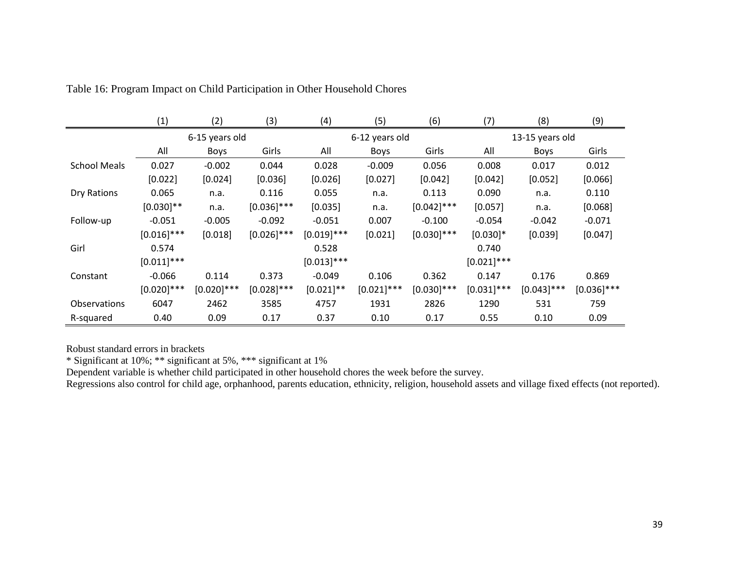Table 16: Program Impact on Child Participation in Other Household Chores

| | (1) | (2) | (3) | (4) | (5) | (6) | (7) | (8) | (9) |
|---|---|---|---|---|---|---|---|---|---|
| | 6-15 years old | | | 6-12 years old | | | 13-15 years old | | |
| | All | Boys | Girls | All | Boys | Girls | All | Boys | Girls |
| School Meals | 0.027 | -0.002 | 0.044 | 0.028 | -0.009 | 0.056 | 0.008 | 0.017 | 0.012 |
| | [0.022] | [0.024] | [0.036] | [0.026] | [0.027] | [0.042] | [0.042] | [0.052] | [0.066] |
| Dry Rations | 0.065 | n.a. | 0.116 | 0.055 | n.a. | 0.113 | 0.090 | n.a. | 0.110 |
| | [0.030]** | n.a. | [0.036]*** | [0.035] | n.a. | [0.042]*** | [0.057] | n.a. | [0.068] |
| Follow-up | -0.051 | -0.005 | -0.092 | -0.051 | 0.007 | -0.100 | -0.054 | -0.042 | -0.071 |
| | [0.016]*** | [0.018] | [0.026]*** | [0.019]*** | [0.021] | [0.030]*** | [0.030]* | [0.039] | [0.047] |
| Girl | 0.574 | | | 0.528 | | | 0.740 | | |
| | [0.011]*** | | | [0.013]*** | | | [0.021]*** | | |
| Constant | -0.066 | 0.114 | 0.373 | -0.049 | 0.106 | 0.362 | 0.147 | 0.176 | 0.869 |
| | [0.020]*** | [0.020]*** | [0.028]*** | [0.021]** | [0.021]*** | [0.030]*** | [0.031]*** | [0.043]*** | [0.036]*** |
| Observations | 6047 | 2462 | 3585 | 4757 | 1931 | 2826 | 1290 | 531 | 759 |
| R-squared | 0.40 | 0.09 | 0.17 | 0.37 | 0.10 | 0.17 | 0.55 | 0.10 | 0.09 |

Robust standard errors in brackets

* Significant at 10%; ** significant at 5%, *** significant at 1%

Dependent variable is whether child participated in other household chores the week before the survey.

Regressions also control for child age, orphanhood, parents education, ethnicity, religion, household assets and village fixed effects (not reported).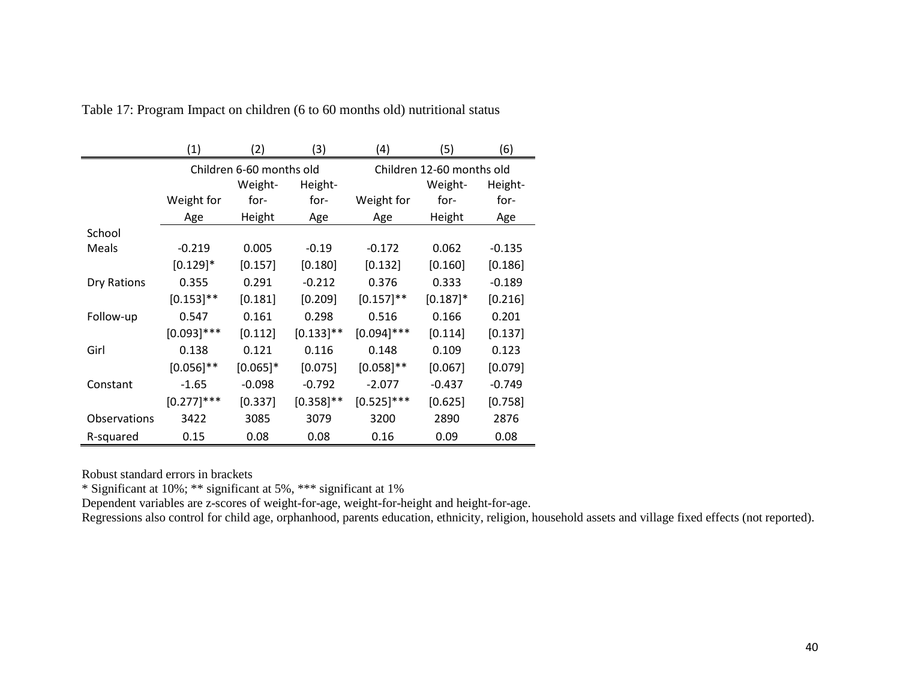Table 17: Program Impact on children (6 to 60 months old) nutritional status

| | (1) | (2) | (3) | (4) | (5) | (6) |
|---|---|---|---|---|---|---|
| | Children 6-60 months old | | | Children 12-60 months old | | |
| | Weight for Age | Weight-for-Height | Height-for-Age | Weight for Age | Weight-for-Height | Height-for-Age |
| School Meals | -0.219 | 0.005 | -0.19 | -0.172 | 0.062 | -0.135 |
| | [0.129]* | [0.157] | [0.180] | [0.132] | [0.160] | [0.186] |
| Dry Rations | 0.355 | 0.291 | -0.212 | 0.376 | 0.333 | -0.189 |
| | [0.153]** | [0.181] | [0.209] | [0.157]** | [0.187]* | [0.216] |
| Follow-up | 0.547 | 0.161 | 0.298 | 0.516 | 0.166 | 0.201 |
| | [0.093]*** | [0.112] | [0.133]** | [0.094]*** | [0.114] | [0.137] |
| Girl | 0.138 | 0.121 | 0.116 | 0.148 | 0.109 | 0.123 |
| | [0.056]** | [0.065]* | [0.075] | [0.058]** | [0.067] | [0.079] |
| Constant | -1.65 | -0.098 | -0.792 | -2.077 | -0.437 | -0.749 |
| | [0.277]*** | [0.337] | [0.358]** | [0.525]*** | [0.625] | [0.758] |
| Observations | 3422 | 3085 | 3079 | 3200 | 2890 | 2876 |
| R-squared | 0.15 | 0.08 | 0.08 | 0.16 | 0.09 | 0.08 |

Robust standard errors in brackets

* Significant at 10%; ** significant at 5%, *** significant at 1%

Dependent variables are z-scores of weight-for-age, weight-for-height and height-for-age.

Regressions also control for child age, orphanhood, parents education, ethnicity, religion, household assets and village fixed effects (not reported).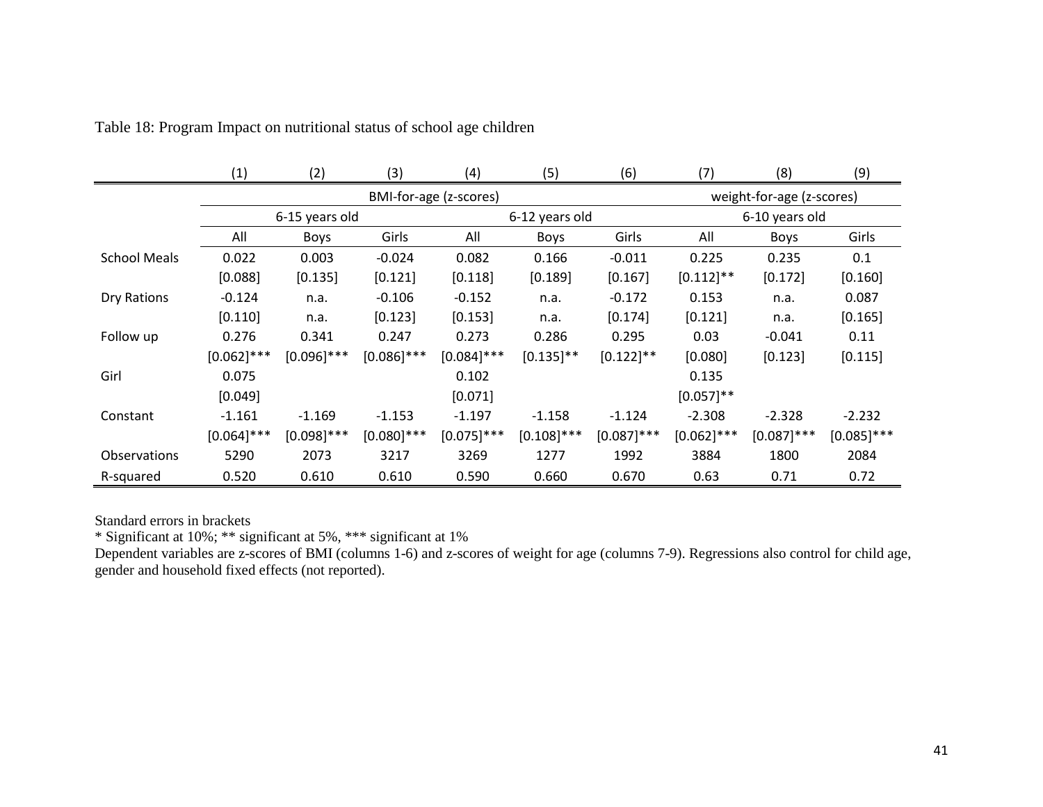Table 18: Program Impact on nutritional status of school age children

| | (1) | (2) | (3) | (4) | (5) | (6) | (7) | (8) | (9) |
|---|---|---|---|---|---|---|---|---|---|
| | BMI-for-age (z-scores) | | | | | | weight-for-age (z-scores) | | |
| | 6-15 years old | | | 6-12 years old | | | 6-10 years old | | |
| | All | Boys | Girls | All | Boys | Girls | All | Boys | Girls |
| School Meals | 0.022 | 0.003 | -0.024 | 0.082 | 0.166 | -0.011 | 0.225 | 0.235 | 0.1 |
| | [0.088] | [0.135] | [0.121] | [0.118] | [0.189] | [0.167] | [0.112]** | [0.172] | [0.160] |
| Dry Rations | -0.124 | n.a. | -0.106 | -0.152 | n.a. | -0.172 | 0.153 | n.a. | 0.087 |
| | [0.110] | n.a. | [0.123] | [0.153] | n.a. | [0.174] | [0.121] | n.a. | [0.165] |
| Follow up | 0.276 | 0.341 | 0.247 | 0.273 | 0.286 | 0.295 | 0.03 | -0.041 | 0.11 |
| | [0.062]*** | [0.096]*** | [0.086]*** | [0.084]*** | [0.135]** | [0.122]** | [0.080] | [0.123] | [0.115] |
| Girl | 0.075 | | | 0.102 | | | 0.135 | | |
| | [0.049] | | | [0.071] | | | [0.057]** | | |
| Constant | -1.161 | -1.169 | -1.153 | -1.197 | -1.158 | -1.124 | -2.308 | -2.328 | -2.232 |
| | [0.064]*** | [0.098]*** | [0.080]*** | [0.075]*** | [0.108]*** | [0.087]*** | [0.062]*** | [0.087]*** | [0.085]*** |
| Observations | 5290 | 2073 | 3217 | 3269 | 1277 | 1992 | 3884 | 1800 | 2084 |
| R-squared | 0.520 | 0.610 | 0.610 | 0.590 | 0.660 | 0.670 | 0.63 | 0.71 | 0.72 |

Standard errors in brackets

* Significant at 10%; ** significant at 5%, *** significant at 1%

Dependent variables are z-scores of BMI (columns 1-6) and z-scores of weight for age (columns 7-9). Regressions also control for child age, gender and household fixed effects (not reported).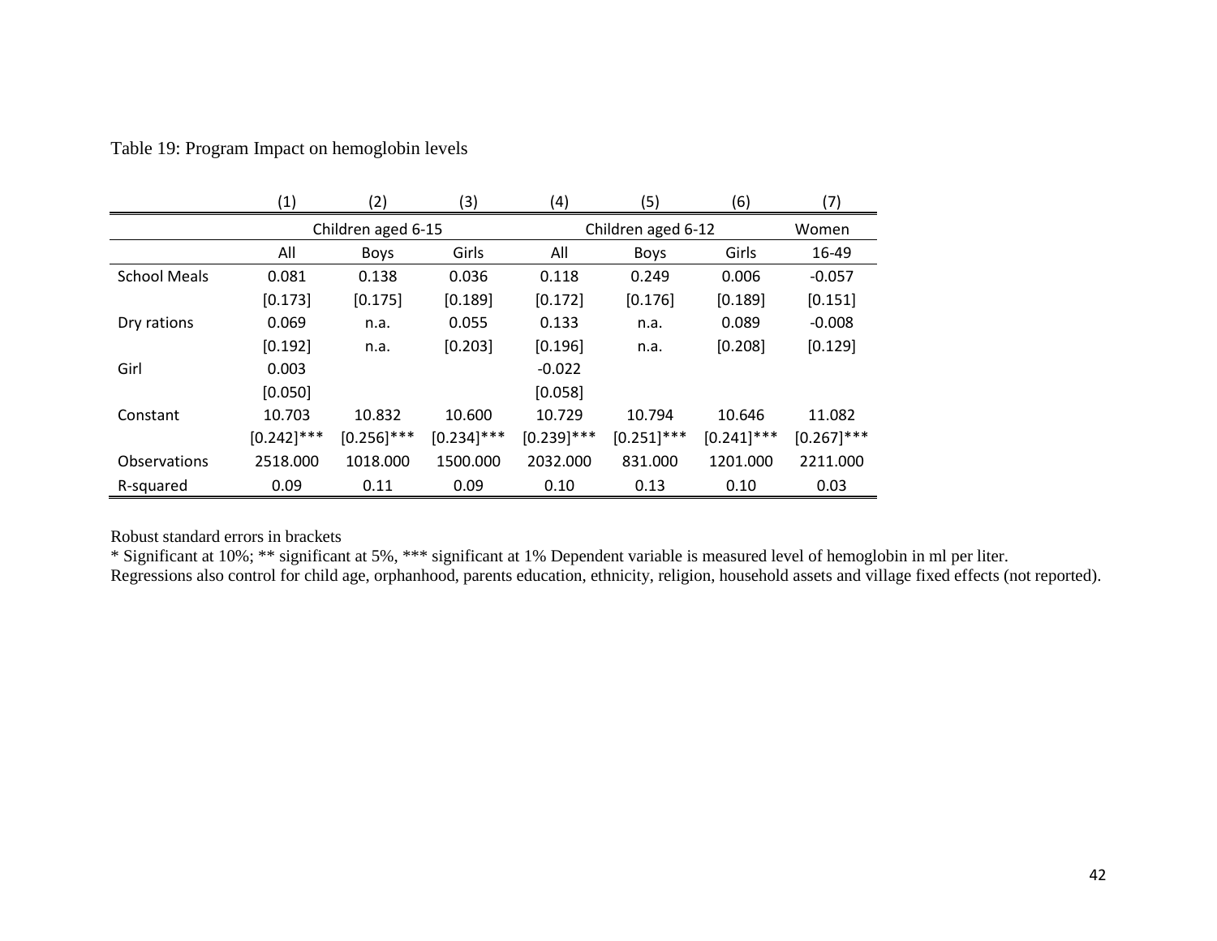Table 19: Program Impact on hemoglobin levels

| | (1) | (2) | (3) | (4) | (5) | (6) | (7) |
|---|---|---|---|---|---|---|---|
| | Children aged 6-15 | | | Children aged 6-12 | | | Women |
| | All | Boys | Girls | All | Boys | Girls | 16-49 |
| School Meals | 0.081 | 0.138 | 0.036 | 0.118 | 0.249 | 0.006 | -0.057 |
| | [0.173] | [0.175] | [0.189] | [0.172] | [0.176] | [0.189] | [0.151] |
| Dry rations | 0.069 | n.a. | 0.055 | 0.133 | n.a. | 0.089 | -0.008 |
| | [0.192] | n.a. | [0.203] | [0.196] | n.a. | [0.208] | [0.129] |
| Girl | 0.003 | | | -0.022 | | | |
| | [0.050] | | | [0.058] | | | |
| Constant | 10.703 | 10.832 | 10.600 | 10.729 | 10.794 | 10.646 | 11.082 |
| | [0.242]*** | [0.256]*** | [0.234]*** | [0.239]*** | [0.251]*** | [0.241]*** | [0.267]*** |
| Observations | 2518.000 | 1018.000 | 1500.000 | 2032.000 | 831.000 | 1201.000 | 2211.000 |
| R-squared | 0.09 | 0.11 | 0.09 | 0.10 | 0.13 | 0.10 | 0.03 |

Robust standard errors in brackets

* Significant at 10%; ** significant at 5%, *** significant at 1% Dependent variable is measured level of hemoglobin in ml per liter.

Regressions also control for child age, orphanhood, parents education, ethnicity, religion, household assets and village fixed effects (not reported).